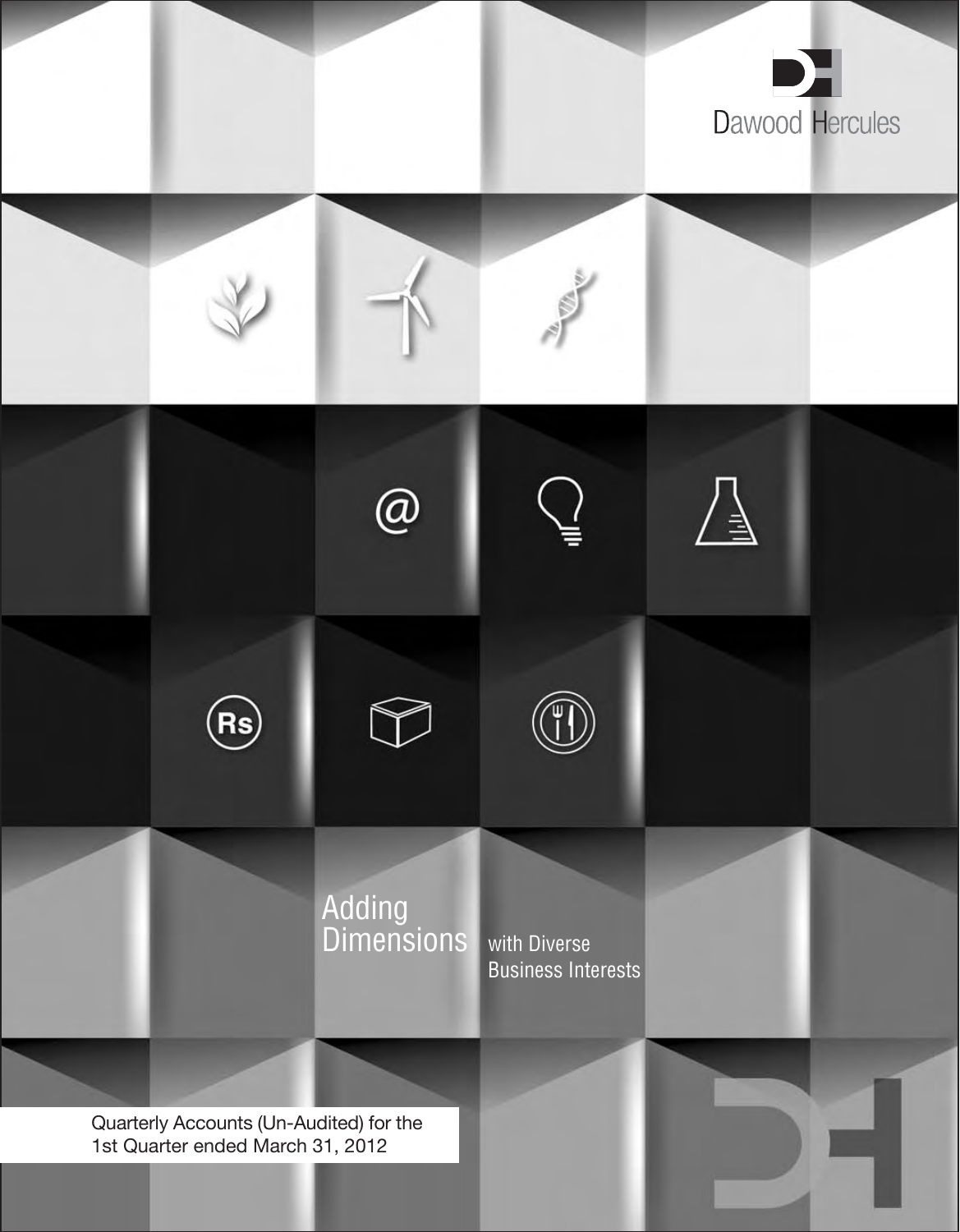Dawood Hercules

Adding Dimensions with Diverse Business Interests

Quarterly Accounts (Un-Audited) for the 1st Quarter ended March 31, 2012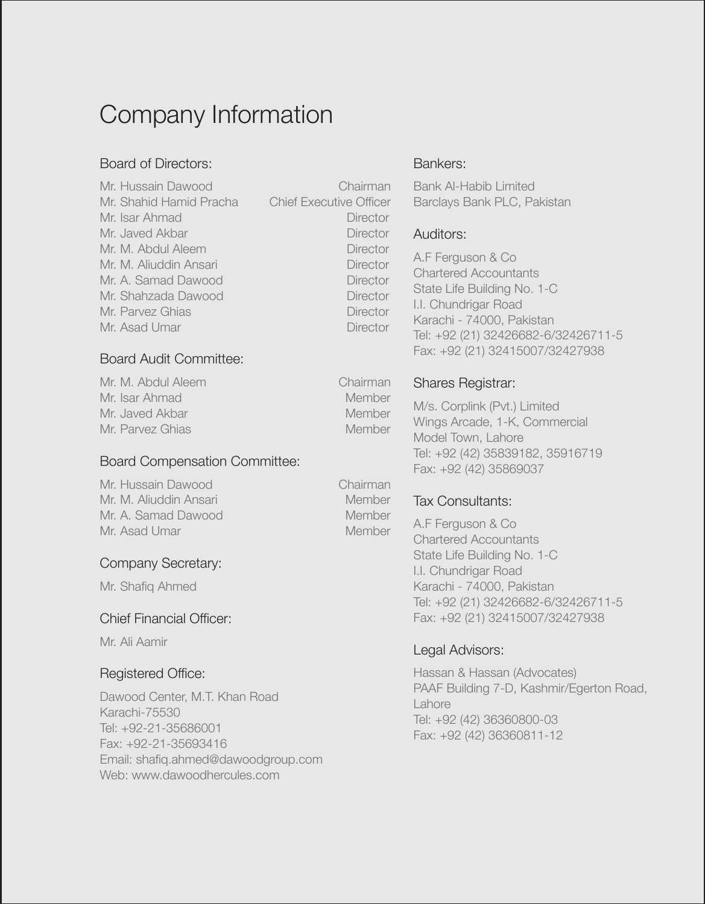# Company Information

## Board of Directors:

| | |
|---|---|
| Mr. Hussain Dawood | Chairman |
| Mr. Shahid Hamid Pracha | Chief Executive Officer |
| Mr. Isar Ahmad | Director |
| Mr. Javed Akbar | Director |
| Mr. M. Abdul Aleem | Director |
| Mr. M. Aliuddin Ansari | Director |
| Mr. A. Samad Dawood | Director |
| Mr. Shahzada Dawood | Director |
| Mr. Parvez Ghias | Director |
| Mr. Asad Umar | Director |

## Board Audit Committee:

| | |
|---|---|
| Mr. M. Abdul Aleem | Chairman |
| Mr. Isar Ahmad | Member |
| Mr. Javed Akbar | Member |
| Mr. Parvez Ghias | Member |

## Board Compensation Committee:

| | |
|---|---|
| Mr. Hussain Dawood | Chairman |
| Mr. M. Aliuddin Ansari | Member |
| Mr. A. Samad Dawood | Member |
| Mr. Asad Umar | Member |

## Company Secretary:

Mr. Shafiq Ahmed

## Chief Financial Officer:

Mr. Ali Aamir

## Registered Office:

Dawood Center, M.T. Khan Road
Karachi-75530
Tel: +92-21-35686001
Fax: +92-21-35693416
Email: shafiq.ahmed@dawoodgroup.com
Web: www.dawoodhercules.com

## Bankers:

Bank Al-Habib Limited
Barclays Bank PLC, Pakistan

## Auditors:

A.F Ferguson & Co
Chartered Accountants
State Life Building No. 1-C
I.I. Chundrigar Road
Karachi - 74000, Pakistan
Tel: +92 (21) 32426682-6/32426711-5
Fax: +92 (21) 32415007/32427938

## Shares Registrar:

M/s. Corplink (Pvt.) Limited
Wings Arcade, 1-K, Commercial
Model Town, Lahore
Tel: +92 (42) 35839182, 35916719
Fax: +92 (42) 35869037

## Tax Consultants:

A.F Ferguson & Co
Chartered Accountants
State Life Building No. 1-C
I.I. Chundrigar Road
Karachi - 74000, Pakistan
Tel: +92 (21) 32426682-6/32426711-5
Fax: +92 (21) 32415007/32427938

## Legal Advisors:

Hassan & Hassan (Advocates)
PAAF Building 7-D, Kashmir/Egerton Road,
Lahore
Tel: +92 (42) 36360800-03
Fax: +92 (42) 36360811-12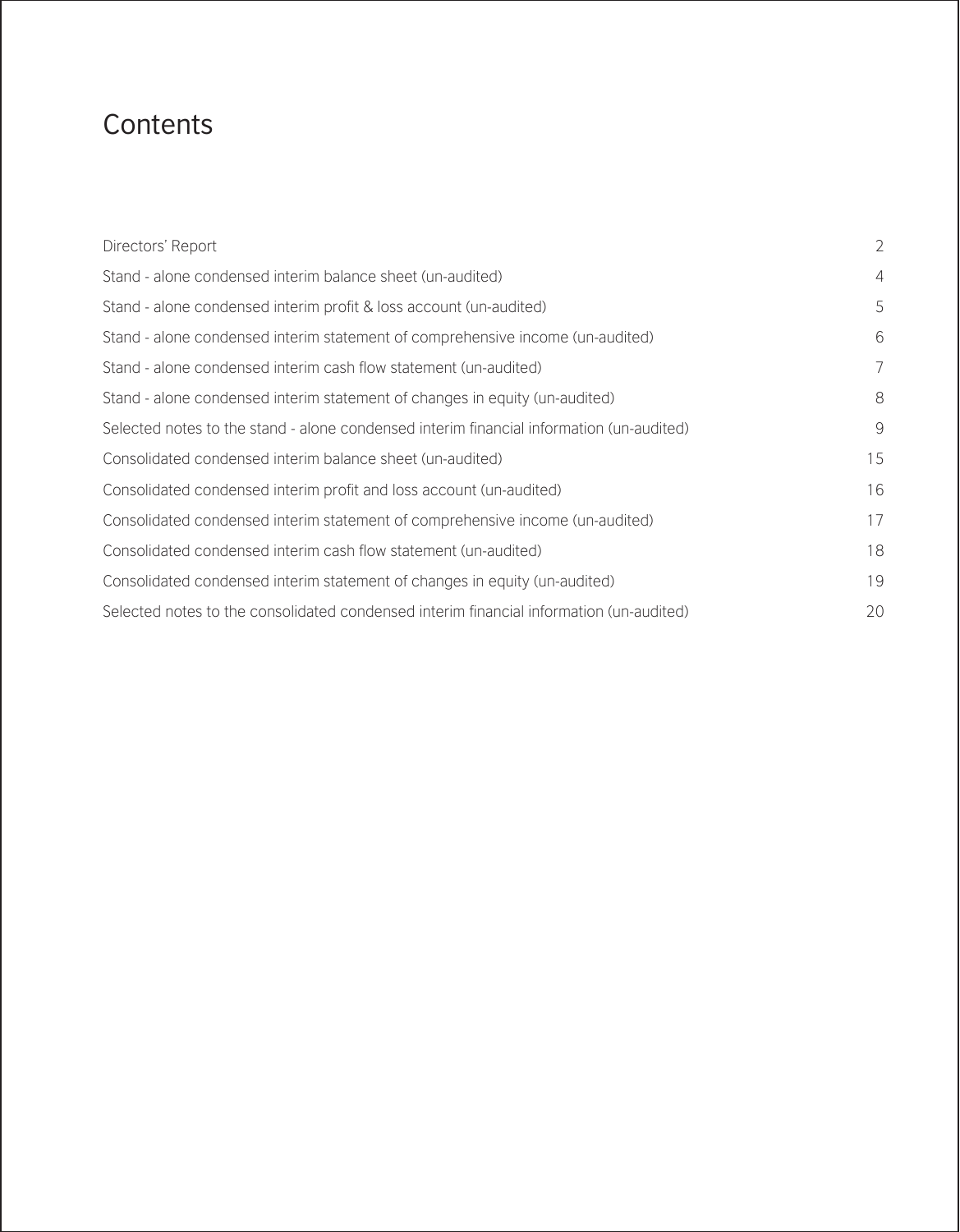# Contents

| | |
|---|---|
| Directors' Report | 2 |
| Stand - alone condensed interim balance sheet (un-audited) | 4 |
| Stand - alone condensed interim profit & loss account (un-audited) | 5 |
| Stand - alone condensed interim statement of comprehensive income (un-audited) | 6 |
| Stand - alone condensed interim cash flow statement (un-audited) | 7 |
| Stand - alone condensed interim statement of changes in equity (un-audited) | 8 |
| Selected notes to the stand - alone condensed interim financial information (un-audited) | 9 |
| Consolidated condensed interim balance sheet (un-audited) | 15 |
| Consolidated condensed interim profit and loss account (un-audited) | 16 |
| Consolidated condensed interim statement of comprehensive income (un-audited) | 17 |
| Consolidated condensed interim cash flow statement (un-audited) | 18 |
| Consolidated condensed interim statement of changes in equity (un-audited) | 19 |
| Selected notes to the consolidated condensed interim financial information (un-audited) | 20 |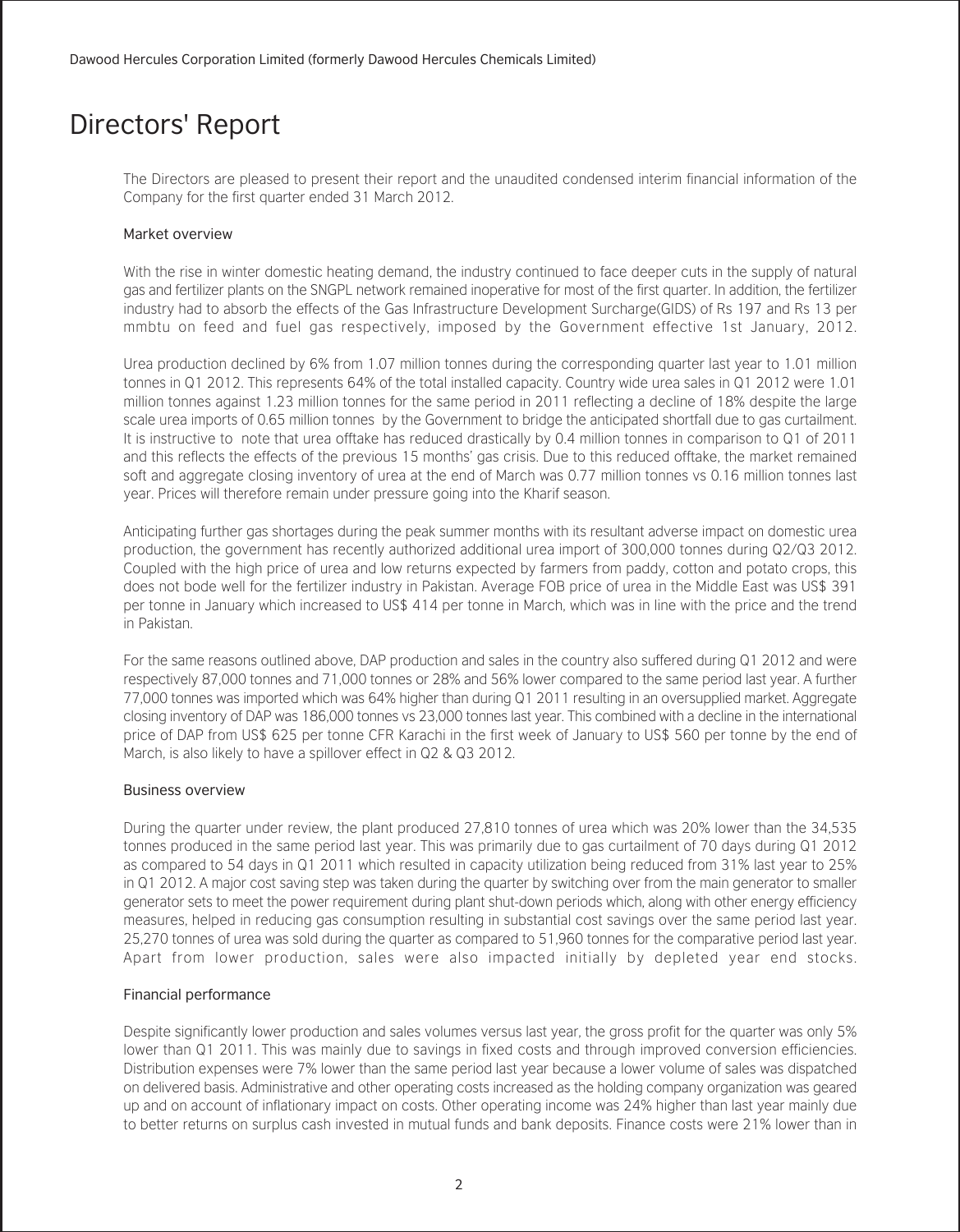# Directors' Report

The Directors are pleased to present their report and the unaudited condensed interim financial information of the Company for the first quarter ended 31 March 2012.

## Market overview

With the rise in winter domestic heating demand, the industry continued to face deeper cuts in the supply of natural gas and fertilizer plants on the SNGPL network remained inoperative for most of the first quarter. In addition, the fertilizer industry had to absorb the effects of the Gas Infrastructure Development Surcharge(GIDS) of Rs 197 and Rs 13 per mmbtu on feed and fuel gas respectively, imposed by the Government effective 1st January, 2012.

Urea production declined by 6% from 1.07 million tonnes during the corresponding quarter last year to 1.01 million tonnes in Q1 2012. This represents 64% of the total installed capacity. Country wide urea sales in Q1 2012 were 1.01 million tonnes against 1.23 million tonnes for the same period in 2011 reflecting a decline of 18% despite the large scale urea imports of 0.65 million tonnes by the Government to bridge the anticipated shortfall due to gas curtailment. It is instructive to note that urea offtake has reduced drastically by 0.4 million tonnes in comparison to Q1 of 2011 and this reflects the effects of the previous 15 months' gas crisis. Due to this reduced offtake, the market remained soft and aggregate closing inventory of urea at the end of March was 0.77 million tonnes vs 0.16 million tonnes last year. Prices will therefore remain under pressure going into the Kharif season.

Anticipating further gas shortages during the peak summer months with its resultant adverse impact on domestic urea production, the government has recently authorized additional urea import of 300,000 tonnes during Q2/Q3 2012. Coupled with the high price of urea and low returns expected by farmers from paddy, cotton and potato crops, this does not bode well for the fertilizer industry in Pakistan. Average FOB price of urea in the Middle East was US$ 391 per tonne in January which increased to US$ 414 per tonne in March, which was in line with the price and the trend in Pakistan.

For the same reasons outlined above, DAP production and sales in the country also suffered during Q1 2012 and were respectively 87,000 tonnes and 71,000 tonnes or 28% and 56% lower compared to the same period last year. A further 77,000 tonnes was imported which was 64% higher than during Q1 2011 resulting in an oversupplied market. Aggregate closing inventory of DAP was 186,000 tonnes vs 23,000 tonnes last year. This combined with a decline in the international price of DAP from US$ 625 per tonne CFR Karachi in the first week of January to US$ 560 per tonne by the end of March, is also likely to have a spillover effect in Q2 & Q3 2012.

## Business overview

During the quarter under review, the plant produced 27,810 tonnes of urea which was 20% lower than the 34,535 tonnes produced in the same period last year. This was primarily due to gas curtailment of 70 days during Q1 2012 as compared to 54 days in Q1 2011 which resulted in capacity utilization being reduced from 31% last year to 25% in Q1 2012. A major cost saving step was taken during the quarter by switching over from the main generator to smaller generator sets to meet the power requirement during plant shut-down periods which, along with other energy efficiency measures, helped in reducing gas consumption resulting in substantial cost savings over the same period last year. 25,270 tonnes of urea was sold during the quarter as compared to 51,960 tonnes for the comparative period last year. Apart from lower production, sales were also impacted initially by depleted year end stocks.

## Financial performance

Despite significantly lower production and sales volumes versus last year, the gross profit for the quarter was only 5% lower than Q1 2011. This was mainly due to savings in fixed costs and through improved conversion efficiencies. Distribution expenses were 7% lower than the same period last year because a lower volume of sales was dispatched on delivered basis. Administrative and other operating costs increased as the holding company organization was geared up and on account of inflationary impact on costs. Other operating income was 24% higher than last year mainly due to better returns on surplus cash invested in mutual funds and bank deposits. Finance costs were 21% lower than in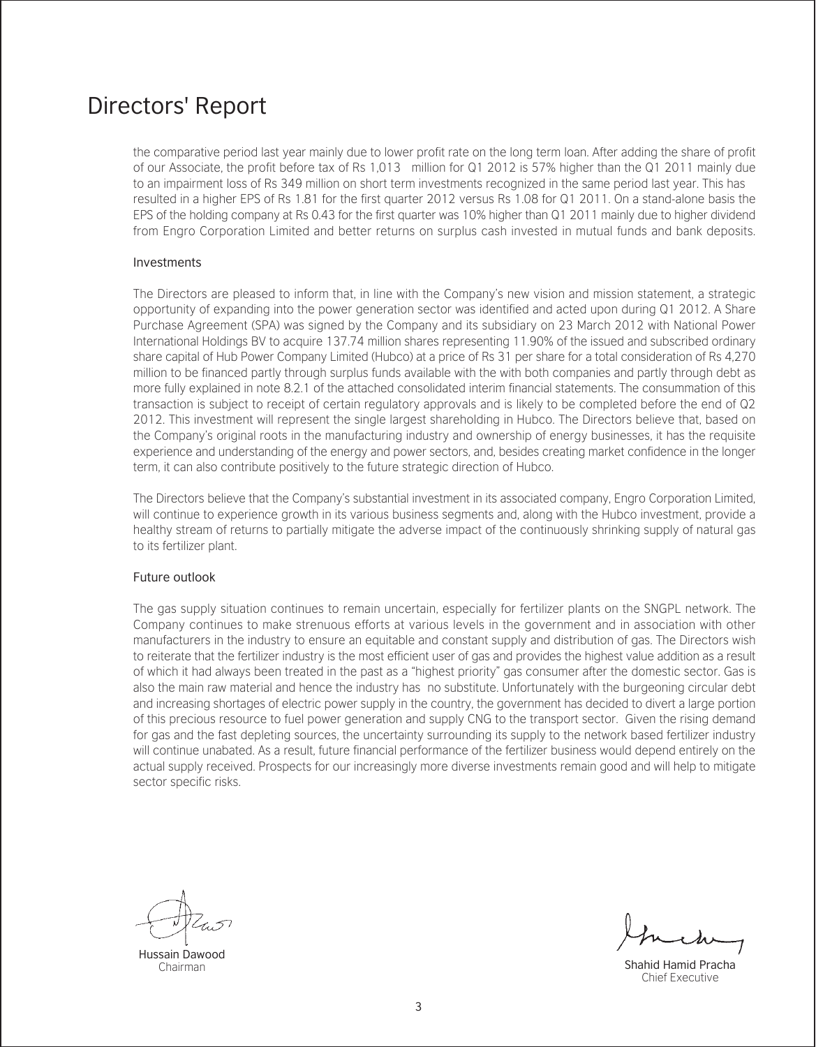# Directors' Report

the comparative period last year mainly due to lower profit rate on the long term loan. After adding the share of profit of our Associate, the profit before tax of Rs 1,013 million for Q1 2012 is 57% higher than the Q1 2011 mainly due to an impairment loss of Rs 349 million on short term investments recognized in the same period last year. This has resulted in a higher EPS of Rs 1.81 for the first quarter 2012 versus Rs 1.08 for Q1 2011. On a stand-alone basis the EPS of the holding company at Rs 0.43 for the first quarter was 10% higher than Q1 2011 mainly due to higher dividend from Engro Corporation Limited and better returns on surplus cash invested in mutual funds and bank deposits.

## Investments

The Directors are pleased to inform that, in line with the Company's new vision and mission statement, a strategic opportunity of expanding into the power generation sector was identified and acted upon during Q1 2012. A Share Purchase Agreement (SPA) was signed by the Company and its subsidiary on 23 March 2012 with National Power International Holdings BV to acquire 137.74 million shares representing 11.90% of the issued and subscribed ordinary share capital of Hub Power Company Limited (Hubco) at a price of Rs 31 per share for a total consideration of Rs 4,270 million to be financed partly through surplus funds available with the with both companies and partly through debt as more fully explained in note 8.2.1 of the attached consolidated interim financial statements. The consummation of this transaction is subject to receipt of certain regulatory approvals and is likely to be completed before the end of Q2 2012. This investment will represent the single largest shareholding in Hubco. The Directors believe that, based on the Company's original roots in the manufacturing industry and ownership of energy businesses, it has the requisite experience and understanding of the energy and power sectors, and, besides creating market confidence in the longer term, it can also contribute positively to the future strategic direction of Hubco.

The Directors believe that the Company's substantial investment in its associated company, Engro Corporation Limited, will continue to experience growth in its various business segments and, along with the Hubco investment, provide a healthy stream of returns to partially mitigate the adverse impact of the continuously shrinking supply of natural gas to its fertilizer plant.

## Future outlook

The gas supply situation continues to remain uncertain, especially for fertilizer plants on the SNGPL network. The Company continues to make strenuous efforts at various levels in the government and in association with other manufacturers in the industry to ensure an equitable and constant supply and distribution of gas. The Directors wish to reiterate that the fertilizer industry is the most efficient user of gas and provides the highest value addition as a result of which it had always been treated in the past as a "highest priority" gas consumer after the domestic sector. Gas is also the main raw material and hence the industry has no substitute. Unfortunately with the burgeoning circular debt and increasing shortages of electric power supply in the country, the government has decided to divert a large portion of this precious resource to fuel power generation and supply CNG to the transport sector. Given the rising demand for gas and the fast depleting sources, the uncertainty surrounding its supply to the network based fertilizer industry will continue unabated. As a result, future financial performance of the fertilizer business would depend entirely on the actual supply received. Prospects for our increasingly more diverse investments remain good and will help to mitigate sector specific risks.

Hussain Dawood
Chairman

Shahid Hamid Pracha
Chief Executive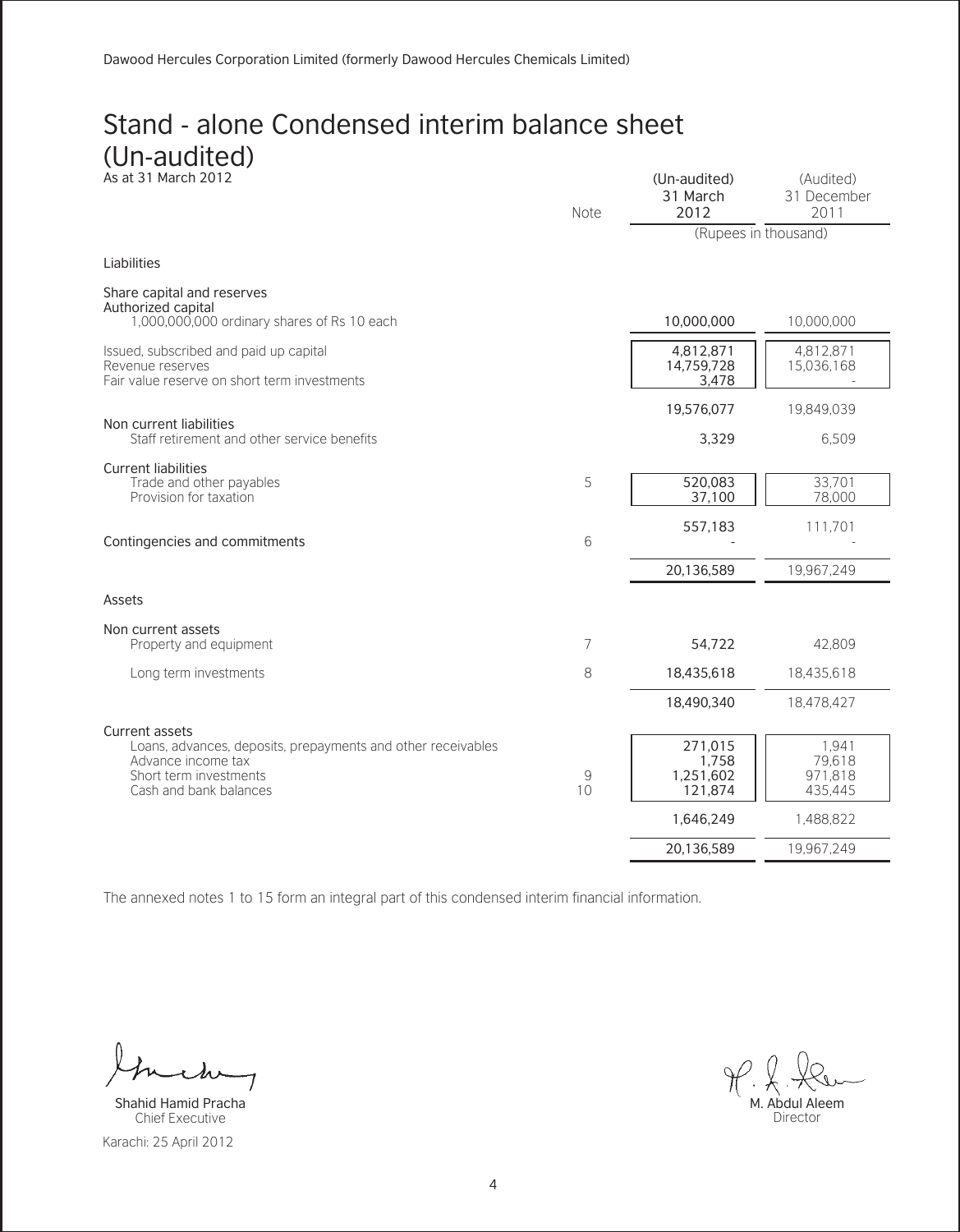Dawood Hercules Corporation Limited (formerly Dawood Hercules Chemicals Limited)

# Stand - alone Condensed interim balance sheet (Un-audited)

As at 31 March 2012

| | Note | (Un-audited) 31 March 2012 | (Audited) 31 December 2011 |
|---|---|---|---|
| | | (Rupees in thousand) | |
| **Liabilities** | | | |
| Share capital and reserves | | | |
| Authorized capital | | | |
| 1,000,000,000 ordinary shares of Rs 10 each | | 10,000,000 | 10,000,000 |
| Issued, subscribed and paid up capital | | 4,812,871 | 4,812,871 |
| Revenue reserves | | 14,759,728 | 15,036,168 |
| Fair value reserve on short term investments | | 3,478 | - |
| | | 19,576,077 | 19,849,039 |
| Non current liabilities | | | |
| Staff retirement and other service benefits | | 3,329 | 6,509 |
| Current liabilities | | | |
| Trade and other payables | 5 | 520,083 | 33,701 |
| Provision for taxation | | 37,100 | 78,000 |
| | | 557,183 | 111,701 |
| Contingencies and commitments | 6 | - | - |
| | | 20,136,589 | 19,967,249 |
| **Assets** | | | |
| Non current assets | | | |
| Property and equipment | 7 | 54,722 | 42,809 |
| Long term investments | 8 | 18,435,618 | 18,435,618 |
| | | 18,490,340 | 18,478,427 |
| Current assets | | | |
| Loans, advances, deposits, prepayments and other receivables | | 271,015 | 1,941 |
| Advance income tax | | 1,758 | 79,618 |
| Short term investments | 9 | 1,251,602 | 971,818 |
| Cash and bank balances | 10 | 121,874 | 435,445 |
| | | 1,646,249 | 1,488,822 |
| | | 20,136,589 | 19,967,249 |

The annexed notes 1 to 15 form an integral part of this condensed interim financial information.

Shahid Hamid Pracha
Chief Executive

M. Abdul Aleem
Director

Karachi: 25 April 2012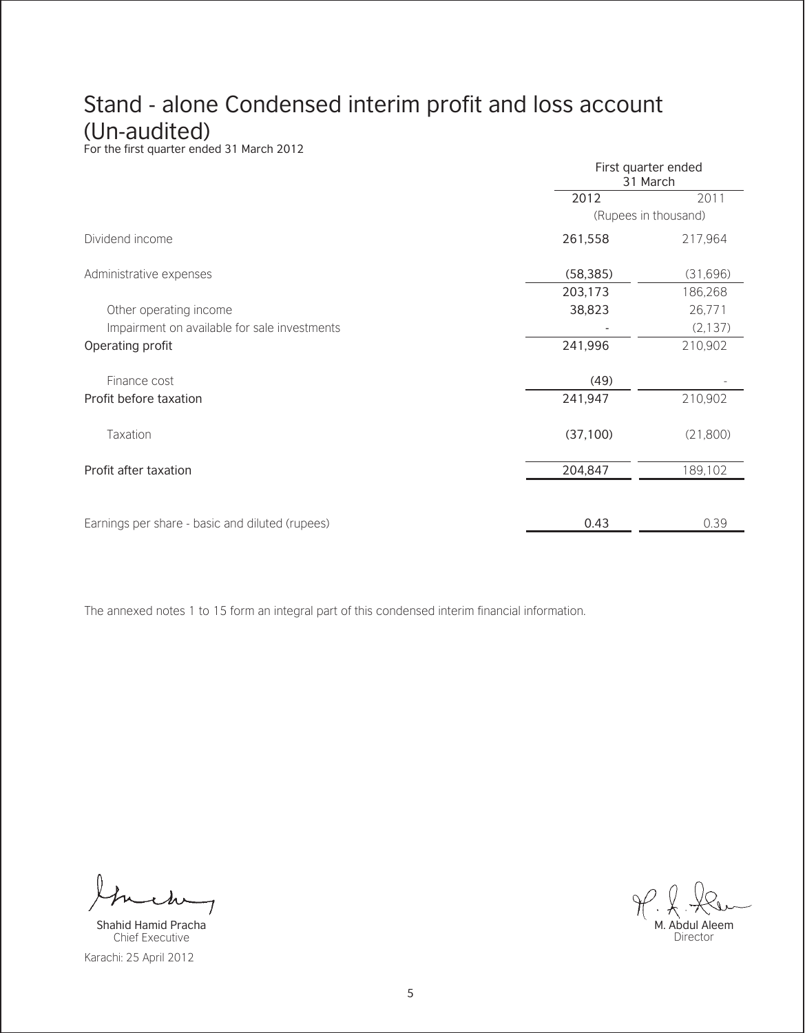# Stand - alone Condensed interim profit and loss account (Un-audited)

For the first quarter ended 31 March 2012

| | First quarter ended 31 March | |
|---|---|---|
| | 2012 | 2011 |
| | (Rupees in thousand) | |
| Dividend income | 261,558 | 217,964 |
| Administrative expenses | (58,385) | (31,696) |
| | 203,173 | 186,268 |
| Other operating income | 38,823 | 26,771 |
| Impairment on available for sale investments | - | (2,137) |
| Operating profit | 241,996 | 210,902 |
| Finance cost | (49) | - |
| Profit before taxation | 241,947 | 210,902 |
| Taxation | (37,100) | (21,800) |
| Profit after taxation | 204,847 | 189,102 |
| Earnings per share - basic and diluted (rupees) | 0.43 | 0.39 |

The annexed notes 1 to 15 form an integral part of this condensed interim financial information.

Shahid Hamid Pracha
Chief Executive

M. Abdul Aleem
Director

Karachi: 25 April 2012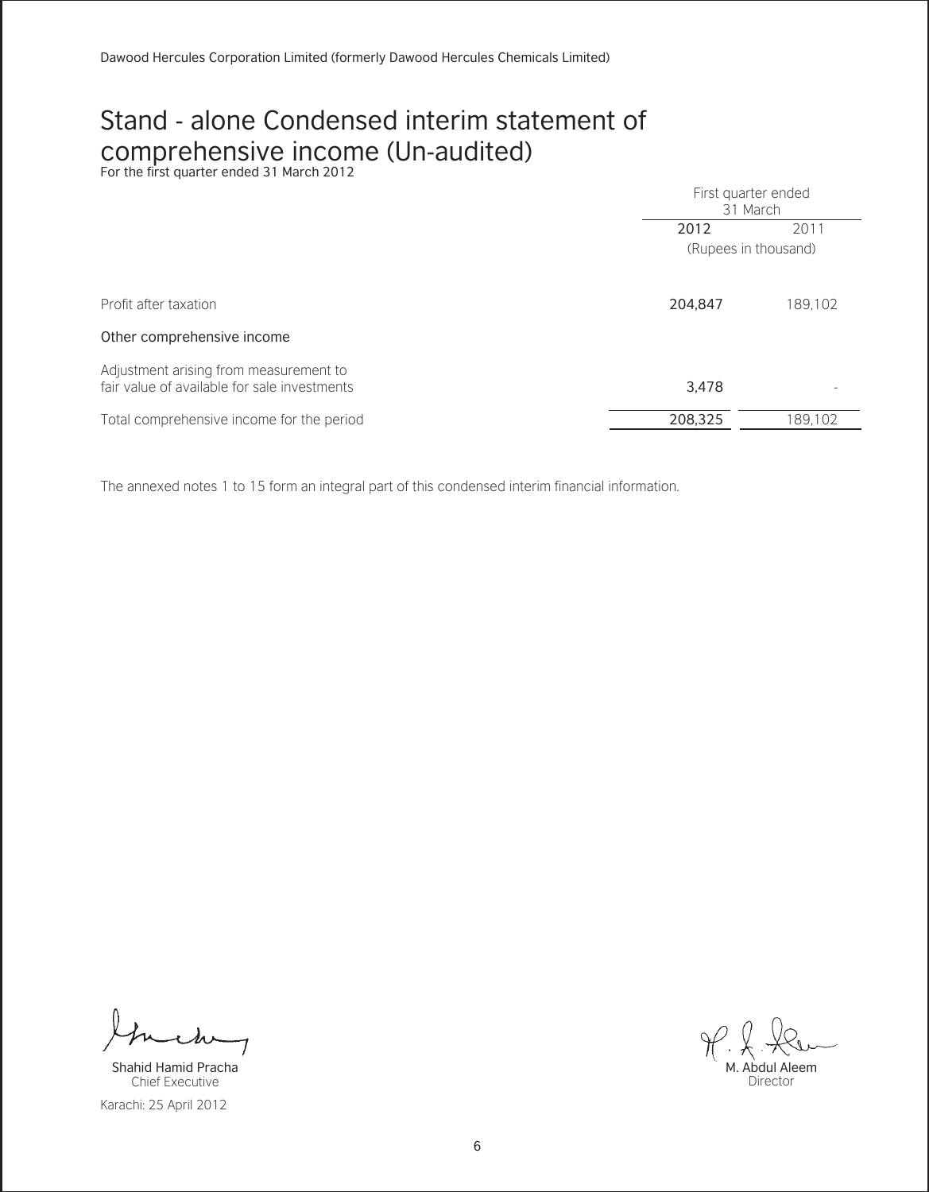Dawood Hercules Corporation Limited (formerly Dawood Hercules Chemicals Limited)

# Stand - alone Condensed interim statement of comprehensive income (Un-audited)

For the first quarter ended 31 March 2012

| | First quarter ended 31 March | |
|---|---|---|
| | 2012 | 2011 |
| | (Rupees in thousand) | |
| Profit after taxation | 204,847 | 189,102 |
| **Other comprehensive income** | | |
| Adjustment arising from measurement to fair value of available for sale investments | 3,478 | - |
| Total comprehensive income for the period | 208,325 | 189,102 |

The annexed notes 1 to 15 form an integral part of this condensed interim financial information.

Shahid Hamid Pracha
Chief Executive

M. Abdul Aleem
Director

Karachi: 25 April 2012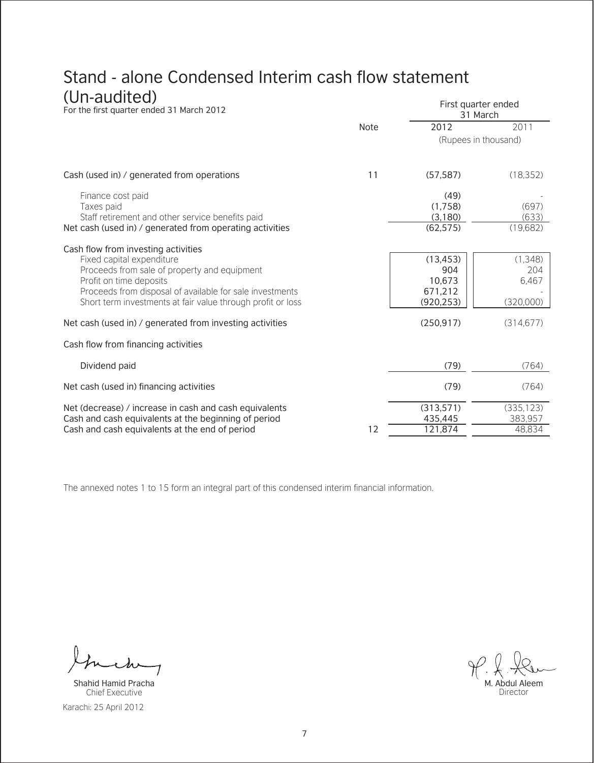# Stand - alone Condensed Interim cash flow statement (Un-audited)

For the first quarter ended 31 March 2012

| | Note | First quarter ended 31 March 2012 | 2011 |
|---|---|---|---|
| | | (Rupees in thousand) | |
| Cash (used in) / generated from operations | 11 | (57,587) | (18,352) |
| Finance cost paid | | (49) | - |
| Taxes paid | | (1,758) | (697) |
| Staff retirement and other service benefits paid | | (3,180) | (633) |
| Net cash (used in) / generated from operating activities | | (62,575) | (19,682) |
| **Cash flow from investing activities** | | | |
| Fixed capital expenditure | | (13,453) | (1,348) |
| Proceeds from sale of property and equipment | | 904 | 204 |
| Profit on time deposits | | 10,673 | 6,467 |
| Proceeds from disposal of available for sale investments | | 671,212 | - |
| Short term investments at fair value through profit or loss | | (920,253) | (320,000) |
| Net cash (used in) / generated from investing activities | | (250,917) | (314,677) |
| **Cash flow from financing activities** | | | |
| Dividend paid | | (79) | (764) |
| Net cash (used in) financing activities | | (79) | (764) |
| Net (decrease) / increase in cash and cash equivalents | | (313,571) | (335,123) |
| Cash and cash equivalents at the beginning of period | | 435,445 | 383,957 |
| Cash and cash equivalents at the end of period | 12 | 121,874 | 48,834 |

The annexed notes 1 to 15 form an integral part of this condensed interim financial information.

Shahid Hamid Pracha
Chief Executive

M. Abdul Aleem
Director

Karachi: 25 April 2012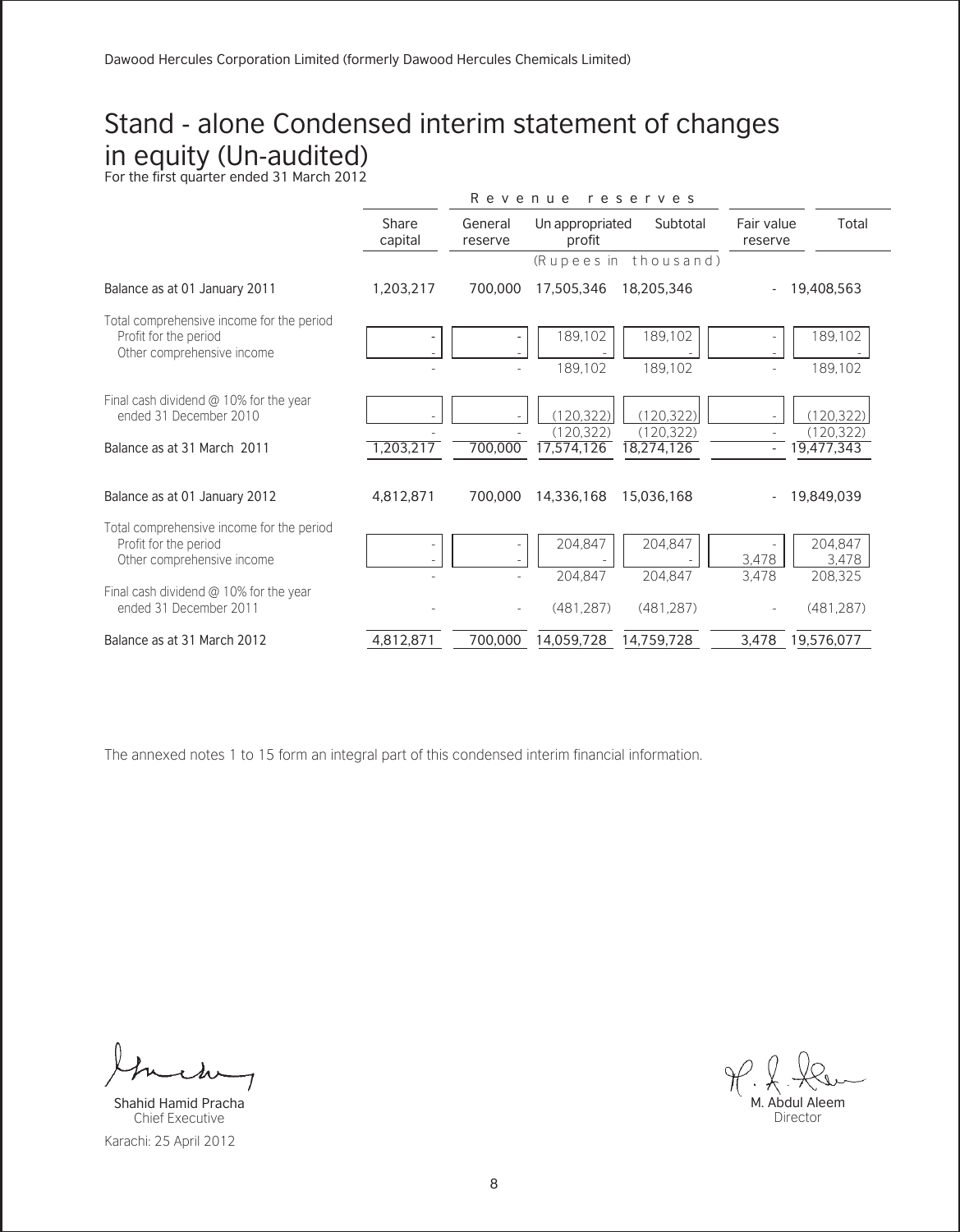Dawood Hercules Corporation Limited (formerly Dawood Hercules Chemicals Limited)

# Stand - alone Condensed interim statement of changes in equity (Un-audited)

For the first quarter ended 31 March 2012

| | Share capital | Revenue reserves | | | Fair value reserve | Total |
|---|---|---|---|---|---|---|
| | | General reserve | Un appropriated profit | Subtotal | | |
| | (Rupees in thousand) | | | | | |
| Balance as at 01 January 2011 | 1,203,217 | 700,000 | 17,505,346 | 18,205,346 | - | 19,408,563 |
| Total comprehensive income for the period | | | | | | |
| Profit for the period | - | - | 189,102 | 189,102 | - | 189,102 |
| Other comprehensive income | - | - | - | - | - | - |
| | - | - | 189,102 | 189,102 | - | 189,102 |
| Final cash dividend @ 10% for the year ended 31 December 2010 | - | - | (120,322) | (120,322) | - | (120,322) |
| | - | - | (120,322) | (120,322) | - | (120,322) |
| Balance as at 31 March 2011 | 1,203,217 | 700,000 | 17,574,126 | 18,274,126 | - | 19,477,343 |
| Balance as at 01 January 2012 | 4,812,871 | 700,000 | 14,336,168 | 15,036,168 | - | 19,849,039 |
| Total comprehensive income for the period | | | | | | |
| Profit for the period | - | - | 204,847 | 204,847 | - | 204,847 |
| Other comprehensive income | - | - | - | - | 3,478 | 3,478 |
| | - | - | 204,847 | 204,847 | 3,478 | 208,325 |
| Final cash dividend @ 10% for the year ended 31 December 2011 | - | - | (481,287) | (481,287) | - | (481,287) |
| Balance as at 31 March 2012 | 4,812,871 | 700,000 | 14,059,728 | 14,759,728 | 3,478 | 19,576,077 |

The annexed notes 1 to 15 form an integral part of this condensed interim financial information.

Shahid Hamid Pracha
Chief Executive

M. Abdul Aleem
Director

Karachi: 25 April 2012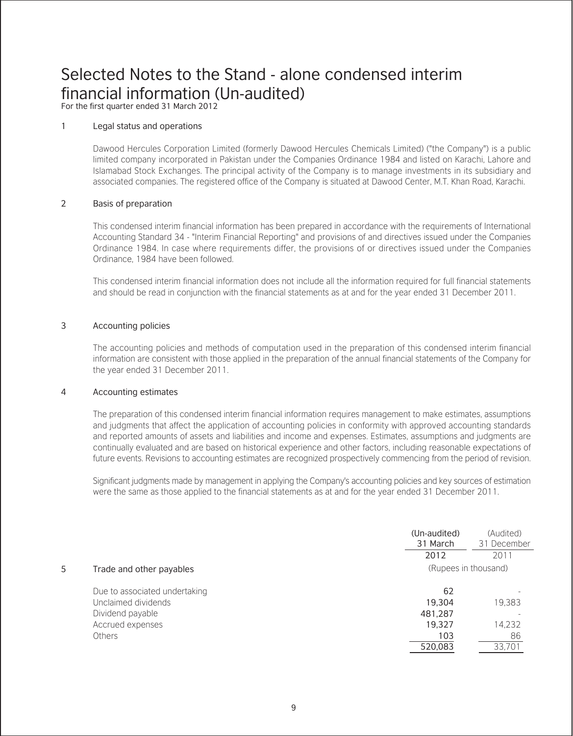# Selected Notes to the Stand - alone condensed interim financial information (Un-audited)

For the first quarter ended 31 March 2012

## 1 Legal status and operations

Dawood Hercules Corporation Limited (formerly Dawood Hercules Chemicals Limited) ("the Company") is a public limited company incorporated in Pakistan under the Companies Ordinance 1984 and listed on Karachi, Lahore and Islamabad Stock Exchanges. The principal activity of the Company is to manage investments in its subsidiary and associated companies. The registered office of the Company is situated at Dawood Center, M.T. Khan Road, Karachi.

## 2 Basis of preparation

This condensed interim financial information has been prepared in accordance with the requirements of International Accounting Standard 34 - "Interim Financial Reporting" and provisions of and directives issued under the Companies Ordinance 1984. In case where requirements differ, the provisions of or directives issued under the Companies Ordinance, 1984 have been followed.

This condensed interim financial information does not include all the information required for full financial statements and should be read in conjunction with the financial statements as at and for the year ended 31 December 2011.

## 3 Accounting policies

The accounting policies and methods of computation used in the preparation of this condensed interim financial information are consistent with those applied in the preparation of the annual financial statements of the Company for the year ended 31 December 2011.

## 4 Accounting estimates

The preparation of this condensed interim financial information requires management to make estimates, assumptions and judgments that affect the application of accounting policies in conformity with approved accounting standards and reported amounts of assets and liabilities and income and expenses. Estimates, assumptions and judgments are continually evaluated and are based on historical experience and other factors, including reasonable expectations of future events. Revisions to accounting estimates are recognized prospectively commencing from the period of revision.

Significant judgments made by management in applying the Company's accounting policies and key sources of estimation were the same as those applied to the financial statements as at and for the year ended 31 December 2011.

| | | (Un-audited) 31 March 2012 | (Audited) 31 December 2011 |
|---|---|---|---|
| 5 | Trade and other payables | (Rupees in thousand) | |
| | Due to associated undertaking | 62 | - |
| | Unclaimed dividends | 19,304 | 19,383 |
| | Dividend payable | 481,287 | - |
| | Accrued expenses | 19,327 | 14,232 |
| | Others | 103 | 86 |
| | | 520,083 | 33,701 |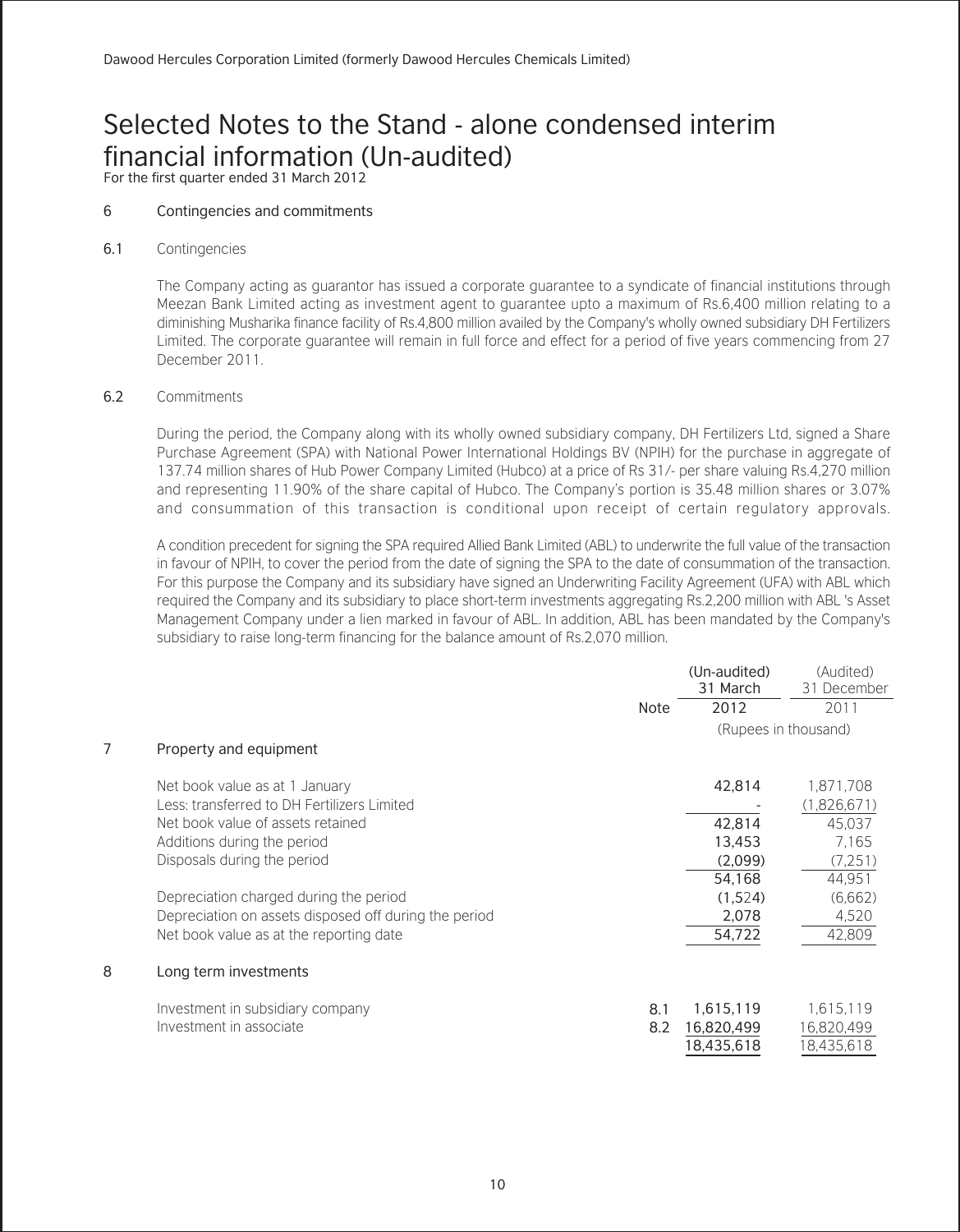Dawood Hercules Corporation Limited (formerly Dawood Hercules Chemicals Limited)

# Selected Notes to the Stand - alone condensed interim financial information (Un-audited)

For the first quarter ended 31 March 2012

## 6 Contingencies and commitments

### 6.1 Contingencies

The Company acting as guarantor has issued a corporate guarantee to a syndicate of financial institutions through Meezan Bank Limited acting as investment agent to guarantee upto a maximum of Rs.6,400 million relating to a diminishing Musharika finance facility of Rs.4,800 million availed by the Company's wholly owned subsidiary DH Fertilizers Limited. The corporate guarantee will remain in full force and effect for a period of five years commencing from 27 December 2011.

### 6.2 Commitments

During the period, the Company along with its wholly owned subsidiary company, DH Fertilizers Ltd, signed a Share Purchase Agreement (SPA) with National Power International Holdings BV (NPIH) for the purchase in aggregate of 137.74 million shares of Hub Power Company Limited (Hubco) at a price of Rs 31/- per share valuing Rs.4,270 million and representing 11.90% of the share capital of Hubco. The Company's portion is 35.48 million shares or 3.07% and consummation of this transaction is conditional upon receipt of certain regulatory approvals.

A condition precedent for signing the SPA required Allied Bank Limited (ABL) to underwrite the full value of the transaction in favour of NPIH, to cover the period from the date of signing the SPA to the date of consummation of the transaction. For this purpose the Company and its subsidiary have signed an Underwriting Facility Agreement (UFA) with ABL which required the Company and its subsidiary to place short-term investments aggregating Rs.2,200 million with ABL 's Asset Management Company under a lien marked in favour of ABL. In addition, ABL has been mandated by the Company's subsidiary to raise long-term financing for the balance amount of Rs.2,070 million.

| | | Note | (Un-audited) 31 March 2012 | (Audited) 31 December 2011 |
|---|---|---|---|---|
| | | | (Rupees in thousand) | |
| 7 | Property and equipment | | | |
| | Net book value as at 1 January | | 42,814 | 1,871,708 |
| | Less: transferred to DH Fertilizers Limited | | - | (1,826,671) |
| | Net book value of assets retained | | 42,814 | 45,037 |
| | Additions during the period | | 13,453 | 7,165 |
| | Disposals during the period | | (2,099) | (7,251) |
| | | | 54,168 | 44,951 |
| | Depreciation charged during the period | | (1,524) | (6,662) |
| | Depreciation on assets disposed off during the period | | 2,078 | 4,520 |
| | Net book value as at the reporting date | | 54,722 | 42,809 |
| 8 | Long term investments | | | |
| | Investment in subsidiary company | 8.1 | 1,615,119 | 1,615,119 |
| | Investment in associate | 8.2 | 16,820,499 | 16,820,499 |
| | | | 18,435,618 | 18,435,618 |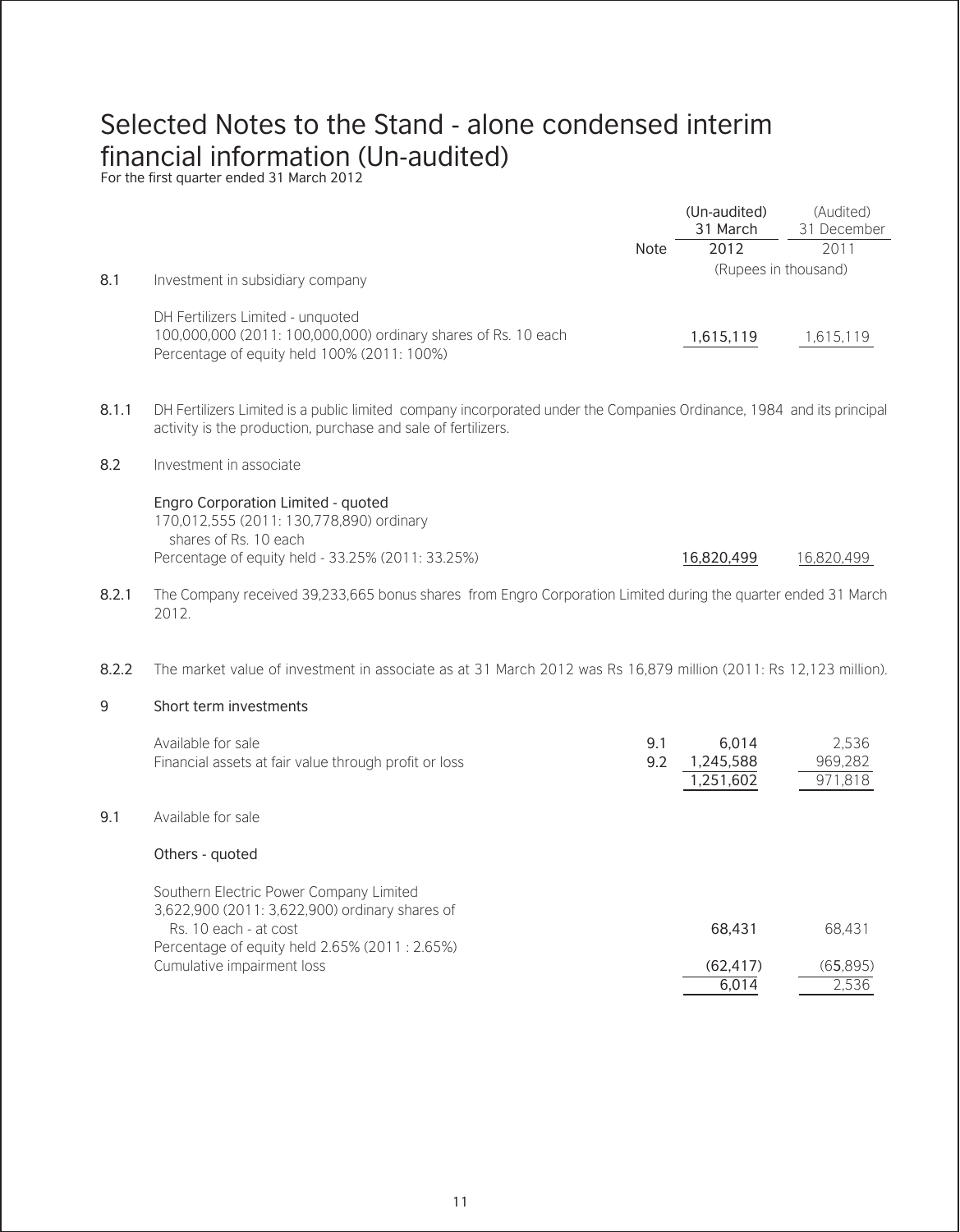# Selected Notes to the Stand - alone condensed interim financial information (Un-audited)

For the first quarter ended 31 March 2012

| | | Note | (Un-audited) 31 March 2012 | (Audited) 31 December 2011 |
|---|---|---|---|---|
| | | | (Rupees in thousand) | |
| 8.1 | Investment in subsidiary company | | | |
| | DH Fertilizers Limited - unquoted<br>100,000,000 (2011: 100,000,000) ordinary shares of Rs. 10 each<br>Percentage of equity held 100% (2011: 100%) | | 1,615,119 | 1,615,119 |

8.1.1 DH Fertilizers Limited is a public limited company incorporated under the Companies Ordinance, 1984 and its principal activity is the production, purchase and sale of fertilizers.

| | | Note | (Un-audited) 31 March 2012 | (Audited) 31 December 2011 |
|---|---|---|---|---|
| 8.2 | Investment in associate | | | |
| | **Engro Corporation Limited - quoted**<br>170,012,555 (2011: 130,778,890) ordinary shares of Rs. 10 each<br>Percentage of equity held - 33.25% (2011: 33.25%) | | 16,820,499 | 16,820,499 |

8.2.1 The Company received 39,233,665 bonus shares from Engro Corporation Limited during the quarter ended 31 March 2012.

8.2.2 The market value of investment in associate as at 31 March 2012 was Rs 16,879 million (2011: Rs 12,123 million).

## 9 Short term investments

| | Note | (Un-audited) 31 March 2012 | (Audited) 31 December 2011 |
|---|---|---|---|
| Available for sale | 9.1 | 6,014 | 2,536 |
| Financial assets at fair value through profit or loss | 9.2 | 1,245,588 | 969,282 |
| | | 1,251,602 | 971,818 |

9.1 Available for sale

Others - quoted

| | (Un-audited) 31 March 2012 | (Audited) 31 December 2011 |
|---|---|---|
| Southern Electric Power Company Limited<br>3,622,900 (2011: 3,622,900) ordinary shares of Rs. 10 each - at cost<br>Percentage of equity held 2.65% (2011 : 2.65%) | 68,431 | 68,431 |
| Cumulative impairment loss | (62,417) | (65,895) |
| | 6,014 | 2,536 |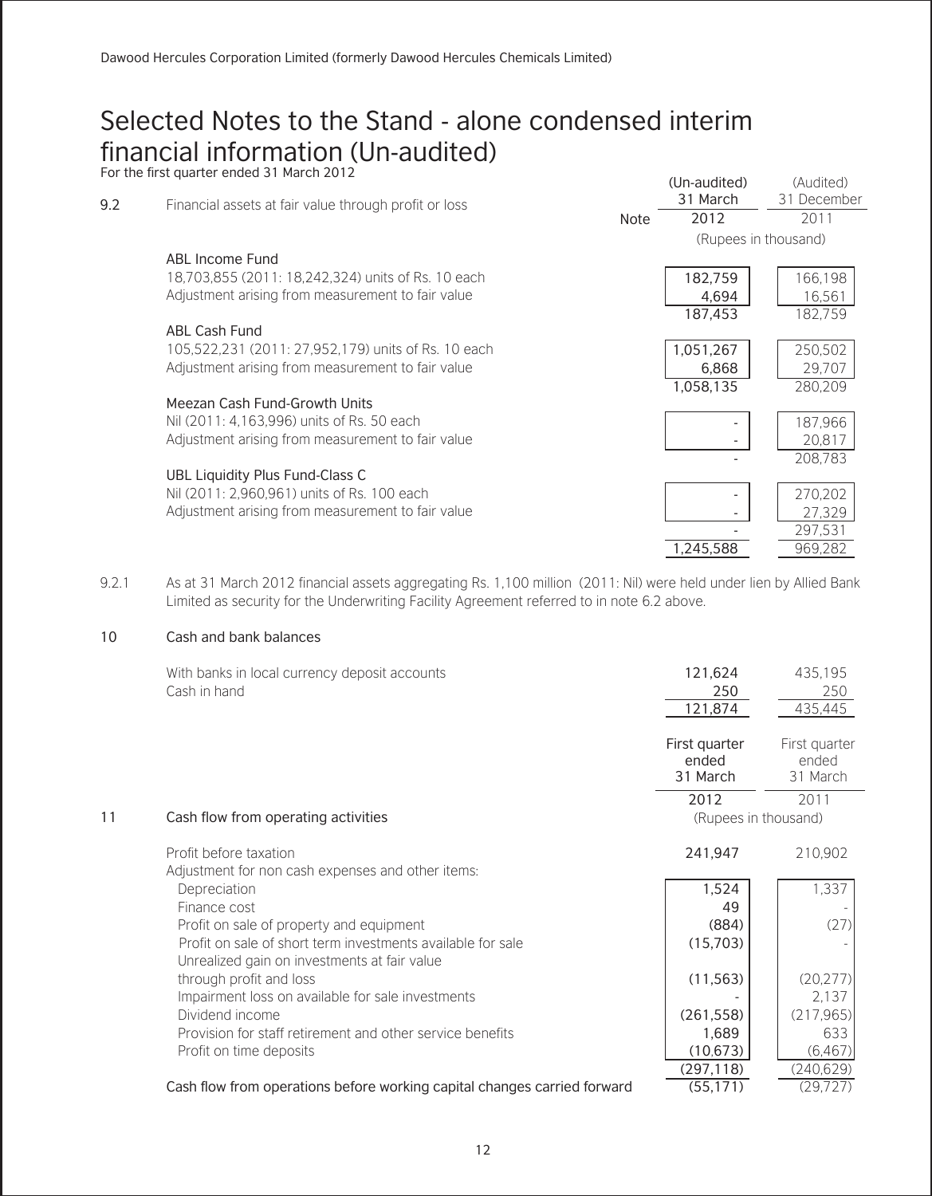Dawood Hercules Corporation Limited (formerly Dawood Hercules Chemicals Limited)

# Selected Notes to the Stand - alone condensed interim financial information (Un-audited)

For the first quarter ended 31 March 2012

| | | Note | (Un-audited) 31 March 2012 | (Audited) 31 December 2011 |
|---|---|---|---|---|
| | | | (Rupees in thousand) | |
| 9.2 | Financial assets at fair value through profit or loss | | | |
| | ABL Income Fund | | | |
| | 18,703,855 (2011: 18,242,324) units of Rs. 10 each | | 182,759 | 166,198 |
| | Adjustment arising from measurement to fair value | | 4,694 | 16,561 |
| | | | 187,453 | 182,759 |
| | ABL Cash Fund | | | |
| | 105,522,231 (2011: 27,952,179) units of Rs. 10 each | | 1,051,267 | 250,502 |
| | Adjustment arising from measurement to fair value | | 6,868 | 29,707 |
| | | | 1,058,135 | 280,209 |
| | Meezan Cash Fund-Growth Units | | | |
| | Nil (2011: 4,163,996) units of Rs. 50 each | | - | 187,966 |
| | Adjustment arising from measurement to fair value | | - | 20,817 |
| | | | - | 208,783 |
| | UBL Liquidity Plus Fund-Class C | | | |
| | Nil (2011: 2,960,961) units of Rs. 100 each | | - | 270,202 |
| | Adjustment arising from measurement to fair value | | - | 27,329 |
| | | | - | 297,531 |
| | | | 1,245,588 | 969,282 |

9.2.1 As at 31 March 2012 financial assets aggregating Rs. 1,100 million (2011: Nil) were held under lien by Allied Bank Limited as security for the Underwriting Facility Agreement referred to in note 6.2 above.

## 10 Cash and bank balances

| | 31 March 2012 | 31 December 2011 |
|---|---|---|
| With banks in local currency deposit accounts | 121,624 | 435,195 |
| Cash in hand | 250 | 250 |
| | 121,874 | 435,445 |

## 11 Cash flow from operating activities

| | First quarter ended 31 March 2012 | First quarter ended 31 March 2011 |
|---|---|---|
| | (Rupees in thousand) | |
| Profit before taxation | 241,947 | 210,902 |
| Adjustment for non cash expenses and other items: | | |
| Depreciation | 1,524 | 1,337 |
| Finance cost | 49 | - |
| Profit on sale of property and equipment | (884) | (27) |
| Profit on sale of short term investments available for sale | (15,703) | - |
| Unrealized gain on investments at fair value through profit and loss | (11,563) | (20,277) |
| Impairment loss on available for sale investments | - | 2,137 |
| Dividend income | (261,558) | (217,965) |
| Provision for staff retirement and other service benefits | 1,689 | 633 |
| Profit on time deposits | (10,673) | (6,467) |
| | (297,118) | (240,629) |
| Cash flow from operations before working capital changes carried forward | (55,171) | (29,727) |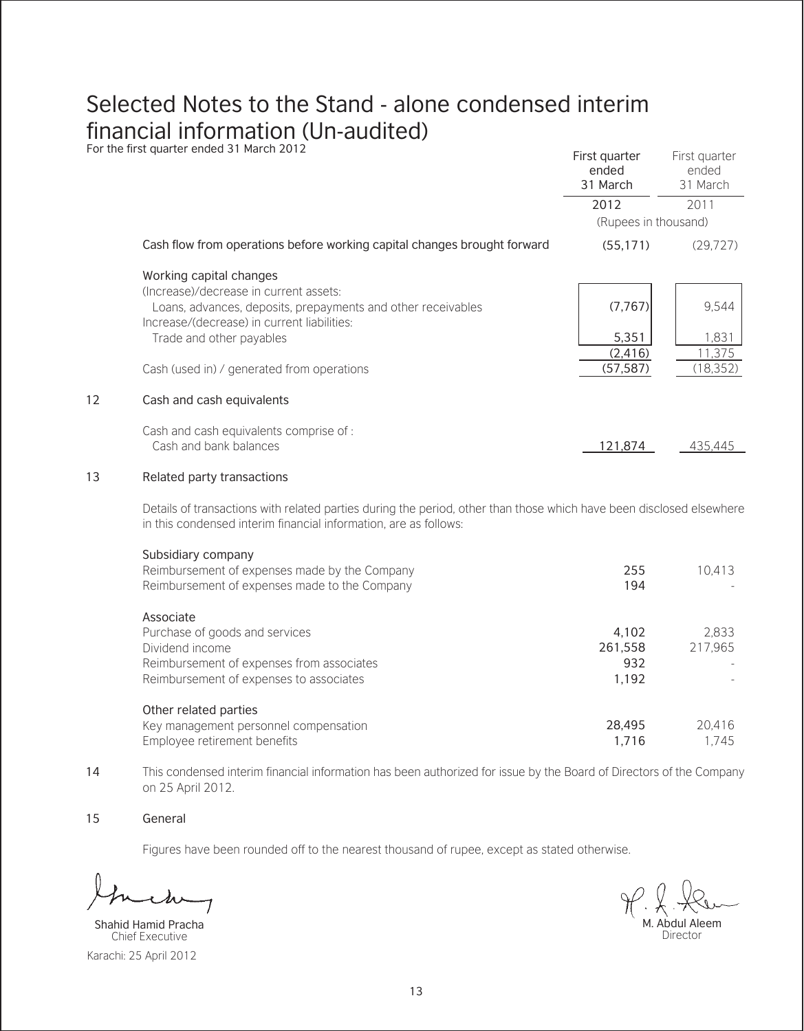# Selected Notes to the Stand - alone condensed interim financial information (Un-audited)

For the first quarter ended 31 March 2012

| | First quarter ended 31 March 2012 | First quarter ended 31 March 2011 |
|---|---|---|
| | (Rupees in thousand) | |
| Cash flow from operations before working capital changes brought forward | (55,171) | (29,727) |
| **Working capital changes** | | |
| (Increase)/decrease in current assets: | | |
| Loans, advances, deposits, prepayments and other receivables | (7,767) | 9,544 |
| Increase/(decrease) in current liabilities: | | |
| Trade and other payables | 5,351 | 1,831 |
| | (2,416) | 11,375 |
| Cash (used in) / generated from operations | (57,587) | (18,352) |

## 12 Cash and cash equivalents

| | 2012 | 2011 |
|---|---|---|
| Cash and cash equivalents comprise of : | | |
| Cash and bank balances | 121,874 | 435,445 |

## 13 Related party transactions

Details of transactions with related parties during the period, other than those which have been disclosed elsewhere in this condensed interim financial information, are as follows:

| | 2012 | 2011 |
|---|---|---|
| **Subsidiary company** | | |
| Reimbursement of expenses made by the Company | 255 | 10,413 |
| Reimbursement of expenses made to the Company | 194 | - |
| **Associate** | | |
| Purchase of goods and services | 4,102 | 2,833 |
| Dividend income | 261,558 | 217,965 |
| Reimbursement of expenses from associates | 932 | - |
| Reimbursement of expenses to associates | 1,192 | - |
| **Other related parties** | | |
| Key management personnel compensation | 28,495 | 20,416 |
| Employee retirement benefits | 1,716 | 1,745 |

14 This condensed interim financial information has been authorized for issue by the Board of Directors of the Company on 25 April 2012.

## 15 General

Figures have been rounded off to the nearest thousand of rupee, except as stated otherwise.

Shahid Hamid Pracha
Chief Executive

Karachi: 25 April 2012

M. Abdul Aleem
Director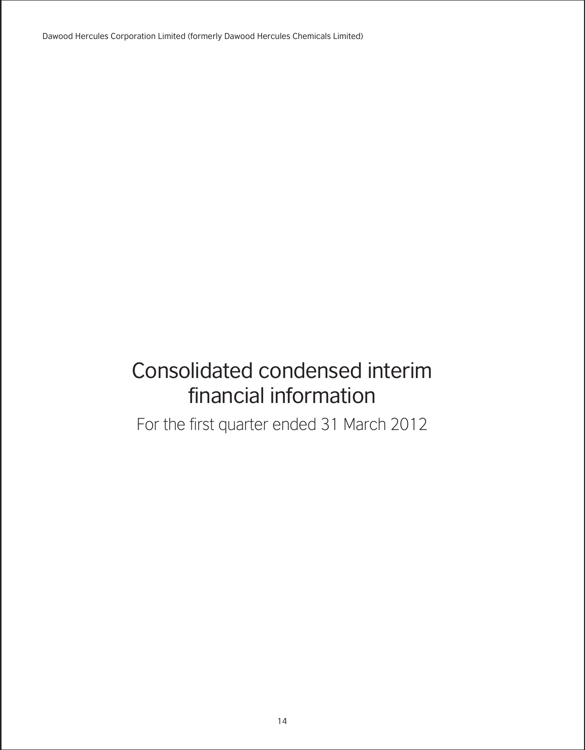# Consolidated condensed interim financial information

For the first quarter ended 31 March 2012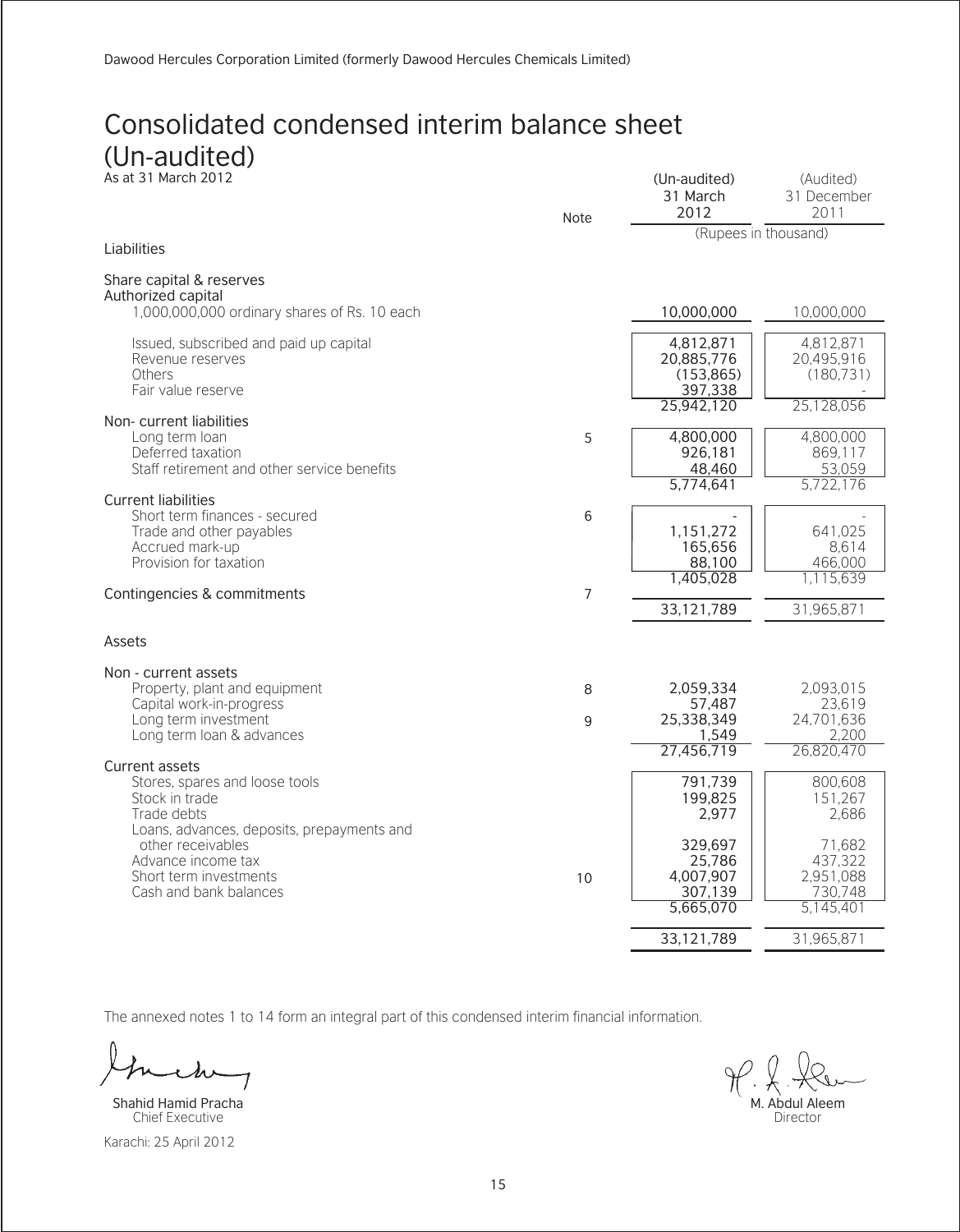Dawood Hercules Corporation Limited (formerly Dawood Hercules Chemicals Limited)

# Consolidated condensed interim balance sheet (Un-audited)

As at 31 March 2012

| | Note | (Un-audited) 31 March 2012 | (Audited) 31 December 2011 |
|---|---|---|---|
| | | (Rupees in thousand) | |
| **Liabilities** | | | |
| **Share capital & reserves** | | | |
| Authorized capital | | | |
| 1,000,000,000 ordinary shares of Rs. 10 each | | 10,000,000 | 10,000,000 |
| Issued, subscribed and paid up capital | | 4,812,871 | 4,812,871 |
| Revenue reserves | | 20,885,776 | 20,495,916 |
| Others | | (153,865) | (180,731) |
| Fair value reserve | | 397,338 | - |
| | | 25,942,120 | 25,128,056 |
| **Non- current liabilities** | | | |
| Long term loan | 5 | 4,800,000 | 4,800,000 |
| Deferred taxation | | 926,181 | 869,117 |
| Staff retirement and other service benefits | | 48,460 | 53,059 |
| | | 5,774,641 | 5,722,176 |
| **Current liabilities** | | | |
| Short term finances - secured | 6 | - | - |
| Trade and other payables | | 1,151,272 | 641,025 |
| Accrued mark-up | | 165,656 | 8,614 |
| Provision for taxation | | 88,100 | 466,000 |
| | | 1,405,028 | 1,115,639 |
| **Contingencies & commitments** | 7 | | |
| | | 33,121,789 | 31,965,871 |
| **Assets** | | | |
| **Non - current assets** | | | |
| Property, plant and equipment | 8 | 2,059,334 | 2,093,015 |
| Capital work-in-progress | | 57,487 | 23,619 |
| Long term investment | 9 | 25,338,349 | 24,701,636 |
| Long term loan & advances | | 1,549 | 2,200 |
| | | 27,456,719 | 26,820,470 |
| **Current assets** | | | |
| Stores, spares and loose tools | | 791,739 | 800,608 |
| Stock in trade | | 199,825 | 151,267 |
| Trade debts | | 2,977 | 2,686 |
| Loans, advances, deposits, prepayments and other receivables | | 329,697 | 71,682 |
| Advance income tax | | 25,786 | 437,322 |
| Short term investments | 10 | 4,007,907 | 2,951,088 |
| Cash and bank balances | | 307,139 | 730,748 |
| | | 5,665,070 | 5,145,401 |
| | | 33,121,789 | 31,965,871 |

The annexed notes 1 to 14 form an integral part of this condensed interim financial information.

Shahid Hamid Pracha
Chief Executive

M. Abdul Aleem
Director

Karachi: 25 April 2012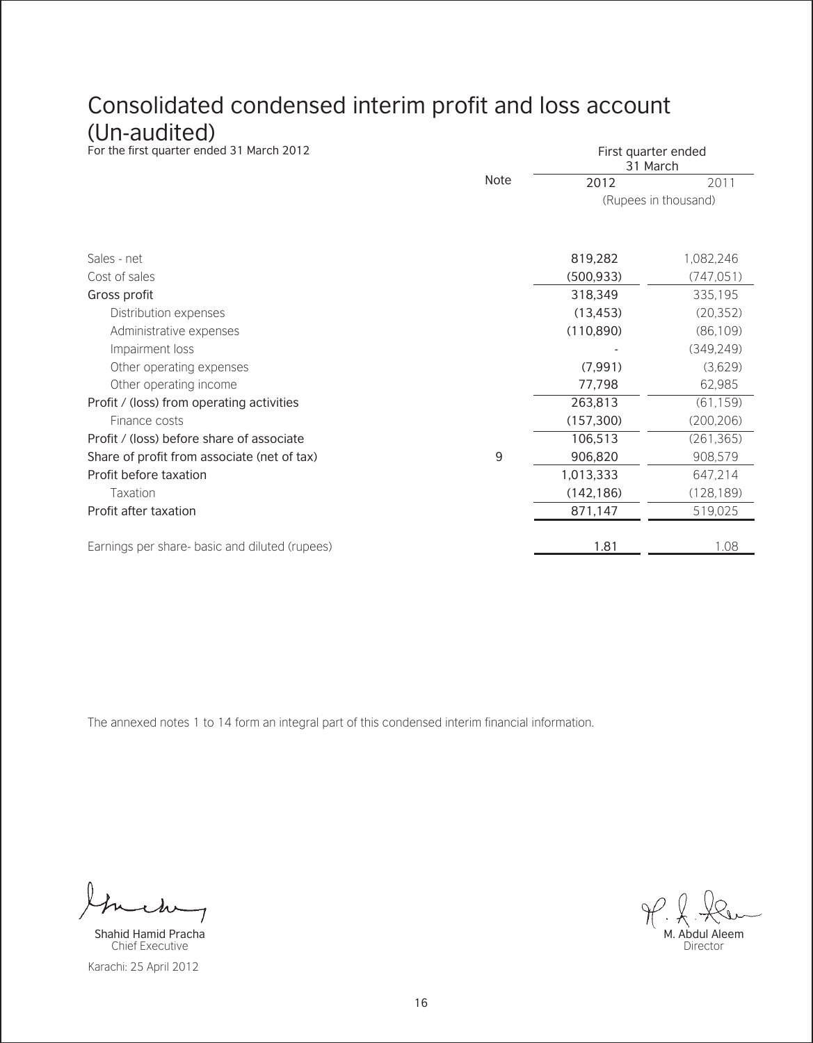# Consolidated condensed interim profit and loss account (Un-audited)

For the first quarter ended 31 March 2012

| | Note | First quarter ended 31 March | |
|---|---|---|---|
| | | 2012 | 2011 |
| | | (Rupees in thousand) | |
| Sales - net | | 819,282 | 1,082,246 |
| Cost of sales | | (500,933) | (747,051) |
| Gross profit | | 318,349 | 335,195 |
| Distribution expenses | | (13,453) | (20,352) |
| Administrative expenses | | (110,890) | (86,109) |
| Impairment loss | | - | (349,249) |
| Other operating expenses | | (7,991) | (3,629) |
| Other operating income | | 77,798 | 62,985 |
| Profit / (loss) from operating activities | | 263,813 | (61,159) |
| Finance costs | | (157,300) | (200,206) |
| Profit / (loss) before share of associate | | 106,513 | (261,365) |
| Share of profit from associate (net of tax) | 9 | 906,820 | 908,579 |
| Profit before taxation | | 1,013,333 | 647,214 |
| Taxation | | (142,186) | (128,189) |
| Profit after taxation | | 871,147 | 519,025 |
| Earnings per share- basic and diluted (rupees) | | 1.81 | 1.08 |

The annexed notes 1 to 14 form an integral part of this condensed interim financial information.

Shahid Hamid Pracha
Chief Executive

M. Abdul Aleem
Director

Karachi: 25 April 2012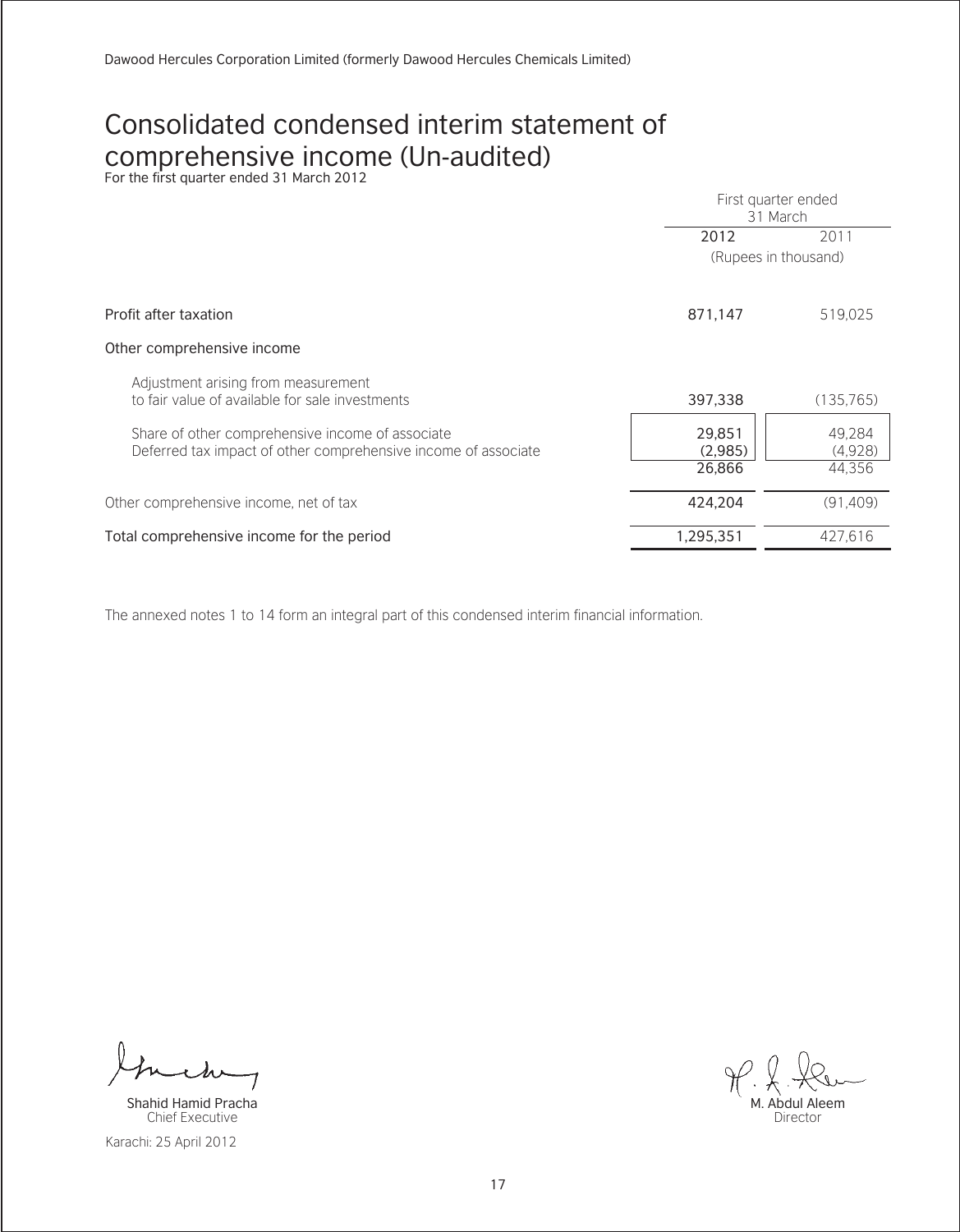Dawood Hercules Corporation Limited (formerly Dawood Hercules Chemicals Limited)

# Consolidated condensed interim statement of comprehensive income (Un-audited)

For the first quarter ended 31 March 2012

| | First quarter ended 31 March | |
|---|---|---|
| | 2012 | 2011 |
| | (Rupees in thousand) | |
| Profit after taxation | 871,147 | 519,025 |
| Other comprehensive income | | |
| Adjustment arising from measurement to fair value of available for sale investments | 397,338 | (135,765) |
| Share of other comprehensive income of associate | 29,851 | 49,284 |
| Deferred tax impact of other comprehensive income of associate | (2,985) | (4,928) |
| | 26,866 | 44,356 |
| Other comprehensive income, net of tax | 424,204 | (91,409) |
| Total comprehensive income for the period | 1,295,351 | 427,616 |

The annexed notes 1 to 14 form an integral part of this condensed interim financial information.

Shahid Hamid Pracha
Chief Executive

M. Abdul Aleem
Director

Karachi: 25 April 2012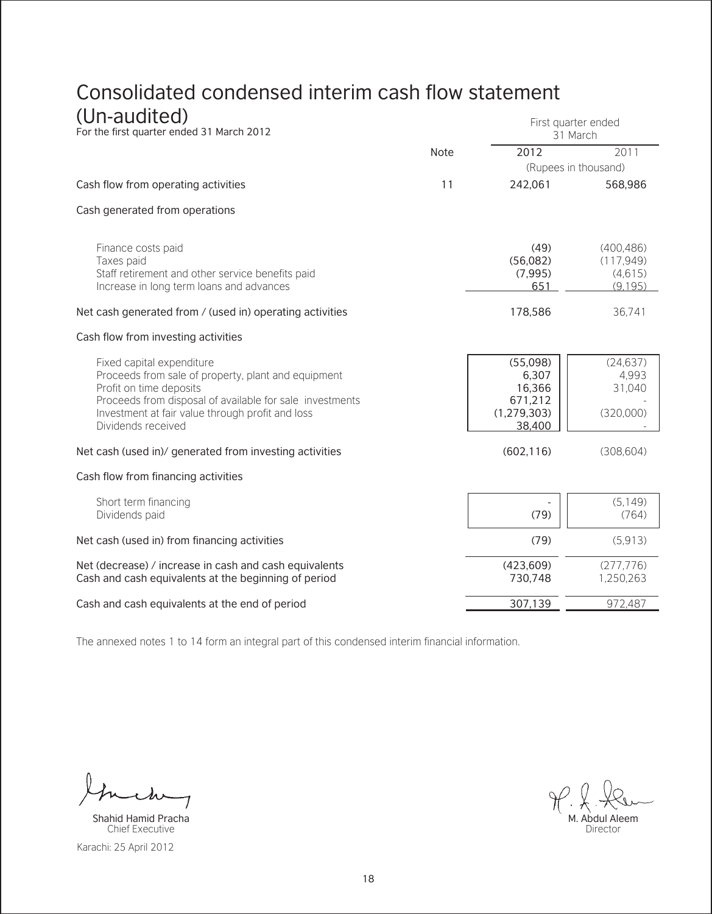# Consolidated condensed interim cash flow statement (Un-audited)

For the first quarter ended 31 March 2012

| | Note | First quarter ended 31 March 2012 | 2011 |
|---|---|---|---|
| | | (Rupees in thousand) | |
| Cash flow from operating activities | 11 | 242,061 | 568,986 |
| Cash generated from operations | | | |
| Finance costs paid | | (49) | (400,486) |
| Taxes paid | | (56,082) | (117,949) |
| Staff retirement and other service benefits paid | | (7,995) | (4,615) |
| Increase in long term loans and advances | | 651 | (9,195) |
| Net cash generated from / (used in) operating activities | | 178,586 | 36,741 |
| Cash flow from investing activities | | | |
| Fixed capital expenditure | | (55,098) | (24,637) |
| Proceeds from sale of property, plant and equipment | | 6,307 | 4,993 |
| Profit on time deposits | | 16,366 | 31,040 |
| Proceeds from disposal of available for sale investments | | 671,212 | - |
| Investment at fair value through profit and loss | | (1,279,303) | (320,000) |
| Dividends received | | 38,400 | - |
| Net cash (used in)/ generated from investing activities | | (602,116) | (308,604) |
| Cash flow from financing activities | | | |
| Short term financing | | - | (5,149) |
| Dividends paid | | (79) | (764) |
| Net cash (used in) from financing activities | | (79) | (5,913) |
| Net (decrease) / increase in cash and cash equivalents | | (423,609) | (277,776) |
| Cash and cash equivalents at the beginning of period | | 730,748 | 1,250,263 |
| Cash and cash equivalents at the end of period | | 307,139 | 972,487 |

The annexed notes 1 to 14 form an integral part of this condensed interim financial information.

Shahid Hamid Pracha
Chief Executive

M. Abdul Aleem
Director

Karachi: 25 April 2012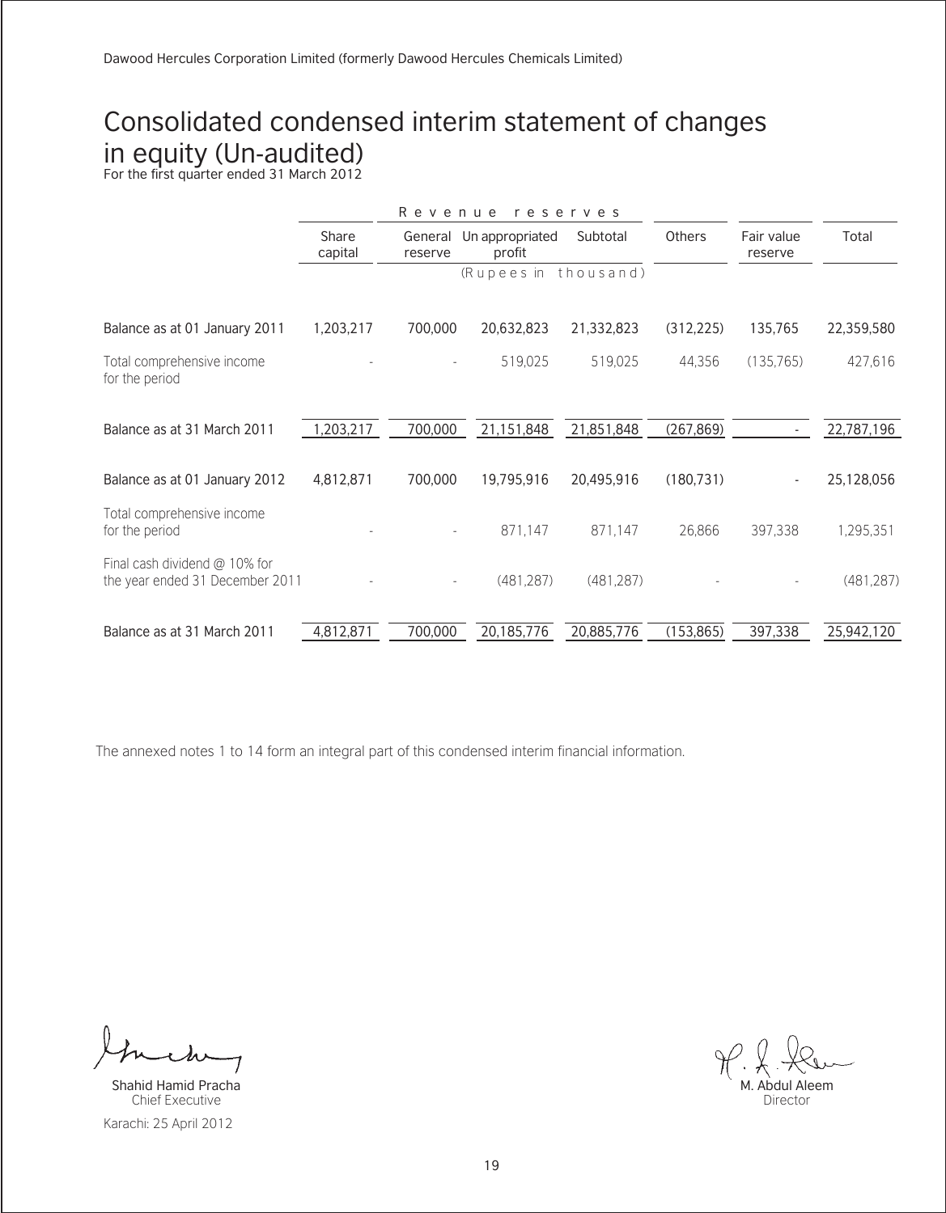Dawood Hercules Corporation Limited (formerly Dawood Hercules Chemicals Limited)

# Consolidated condensed interim statement of changes in equity (Un-audited)

For the first quarter ended 31 March 2012

| | Share capital | Revenue reserves | | | Others | Fair value reserve | Total |
|---|---|---|---|---|---|---|---|
| | | General reserve | Un appropriated profit | Subtotal | | | |
| | (Rupees in thousand) | | | | | | |
| Balance as at 01 January 2011 | 1,203,217 | 700,000 | 20,632,823 | 21,332,823 | (312,225) | 135,765 | 22,359,580 |
| Total comprehensive income for the period | - | - | 519,025 | 519,025 | 44,356 | (135,765) | 427,616 |
| Balance as at 31 March 2011 | 1,203,217 | 700,000 | 21,151,848 | 21,851,848 | (267,869) | - | 22,787,196 |
| Balance as at 01 January 2012 | 4,812,871 | 700,000 | 19,795,916 | 20,495,916 | (180,731) | - | 25,128,056 |
| Total comprehensive income for the period | - | - | 871,147 | 871,147 | 26,866 | 397,338 | 1,295,351 |
| Final cash dividend @ 10% for the year ended 31 December 2011 | - | - | (481,287) | (481,287) | - | - | (481,287) |
| Balance as at 31 March 2011 | 4,812,871 | 700,000 | 20,185,776 | 20,885,776 | (153,865) | 397,338 | 25,942,120 |

The annexed notes 1 to 14 form an integral part of this condensed interim financial information.

Shahid Hamid Pracha
Chief Executive

Karachi: 25 April 2012

M. Abdul Aleem
Director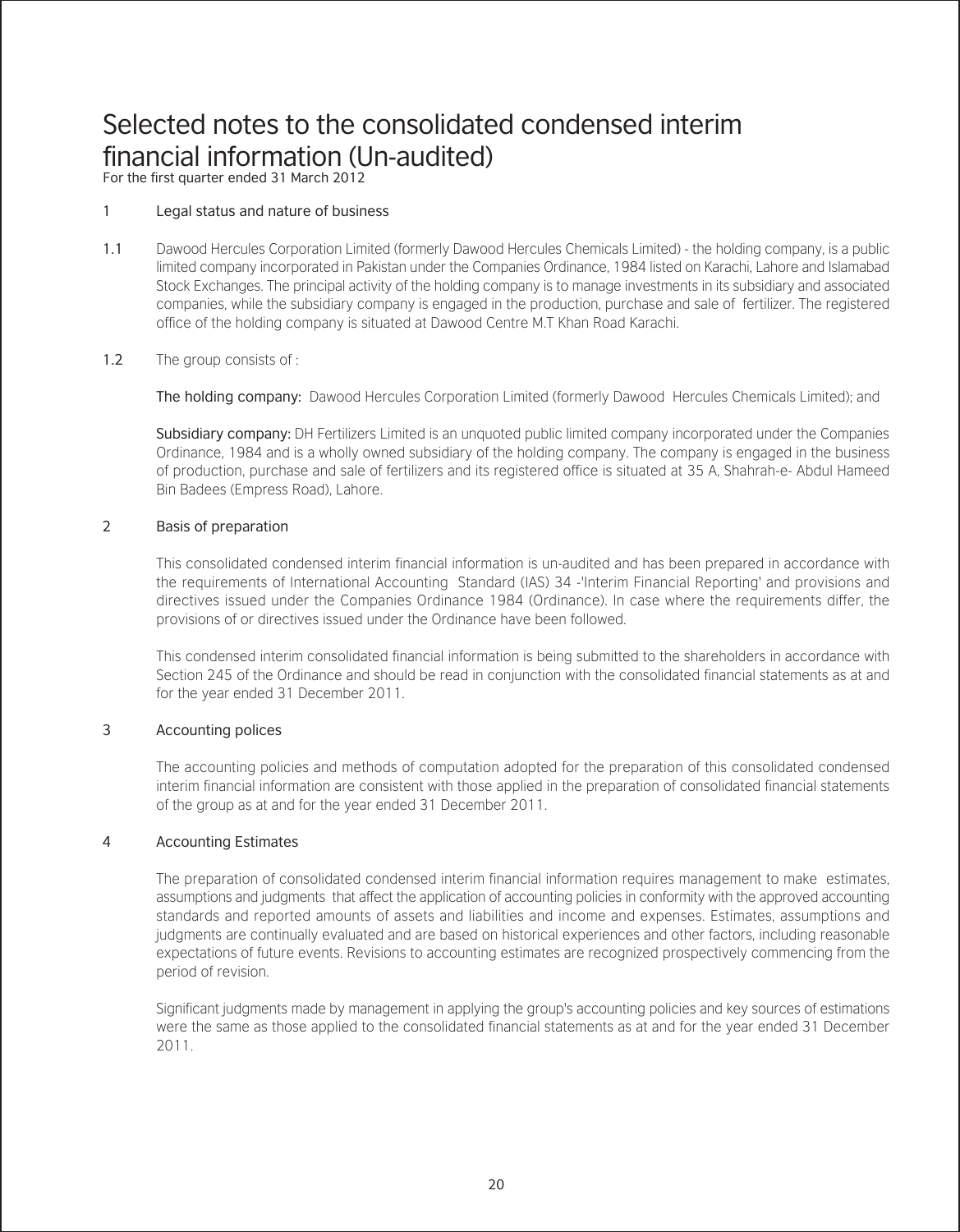# Selected notes to the consolidated condensed interim financial information (Un-audited)

For the first quarter ended 31 March 2012

## 1 Legal status and nature of business

1.1 Dawood Hercules Corporation Limited (formerly Dawood Hercules Chemicals Limited) - the holding company, is a public limited company incorporated in Pakistan under the Companies Ordinance, 1984 listed on Karachi, Lahore and Islamabad Stock Exchanges. The principal activity of the holding company is to manage investments in its subsidiary and associated companies, while the subsidiary company is engaged in the production, purchase and sale of fertilizer. The registered office of the holding company is situated at Dawood Centre M.T Khan Road Karachi.

1.2 The group consists of :

**The holding company:** Dawood Hercules Corporation Limited (formerly Dawood Hercules Chemicals Limited); and

**Subsidiary company:** DH Fertilizers Limited is an unquoted public limited company incorporated under the Companies Ordinance, 1984 and is a wholly owned subsidiary of the holding company. The company is engaged in the business of production, purchase and sale of fertilizers and its registered office is situated at 35 A, Shahrah-e- Abdul Hameed Bin Badees (Empress Road), Lahore.

## 2 Basis of preparation

This consolidated condensed interim financial information is un-audited and has been prepared in accordance with the requirements of International Accounting Standard (IAS) 34 -'Interim Financial Reporting' and provisions and directives issued under the Companies Ordinance 1984 (Ordinance). In case where the requirements differ, the provisions of or directives issued under the Ordinance have been followed.

This condensed interim consolidated financial information is being submitted to the shareholders in accordance with Section 245 of the Ordinance and should be read in conjunction with the consolidated financial statements as at and for the year ended 31 December 2011.

## 3 Accounting polices

The accounting policies and methods of computation adopted for the preparation of this consolidated condensed interim financial information are consistent with those applied in the preparation of consolidated financial statements of the group as at and for the year ended 31 December 2011.

## 4 Accounting Estimates

The preparation of consolidated condensed interim financial information requires management to make estimates, assumptions and judgments that affect the application of accounting policies in conformity with the approved accounting standards and reported amounts of assets and liabilities and income and expenses. Estimates, assumptions and judgments are continually evaluated and are based on historical experiences and other factors, including reasonable expectations of future events. Revisions to accounting estimates are recognized prospectively commencing from the period of revision.

Significant judgments made by management in applying the group's accounting policies and key sources of estimations were the same as those applied to the consolidated financial statements as at and for the year ended 31 December 2011.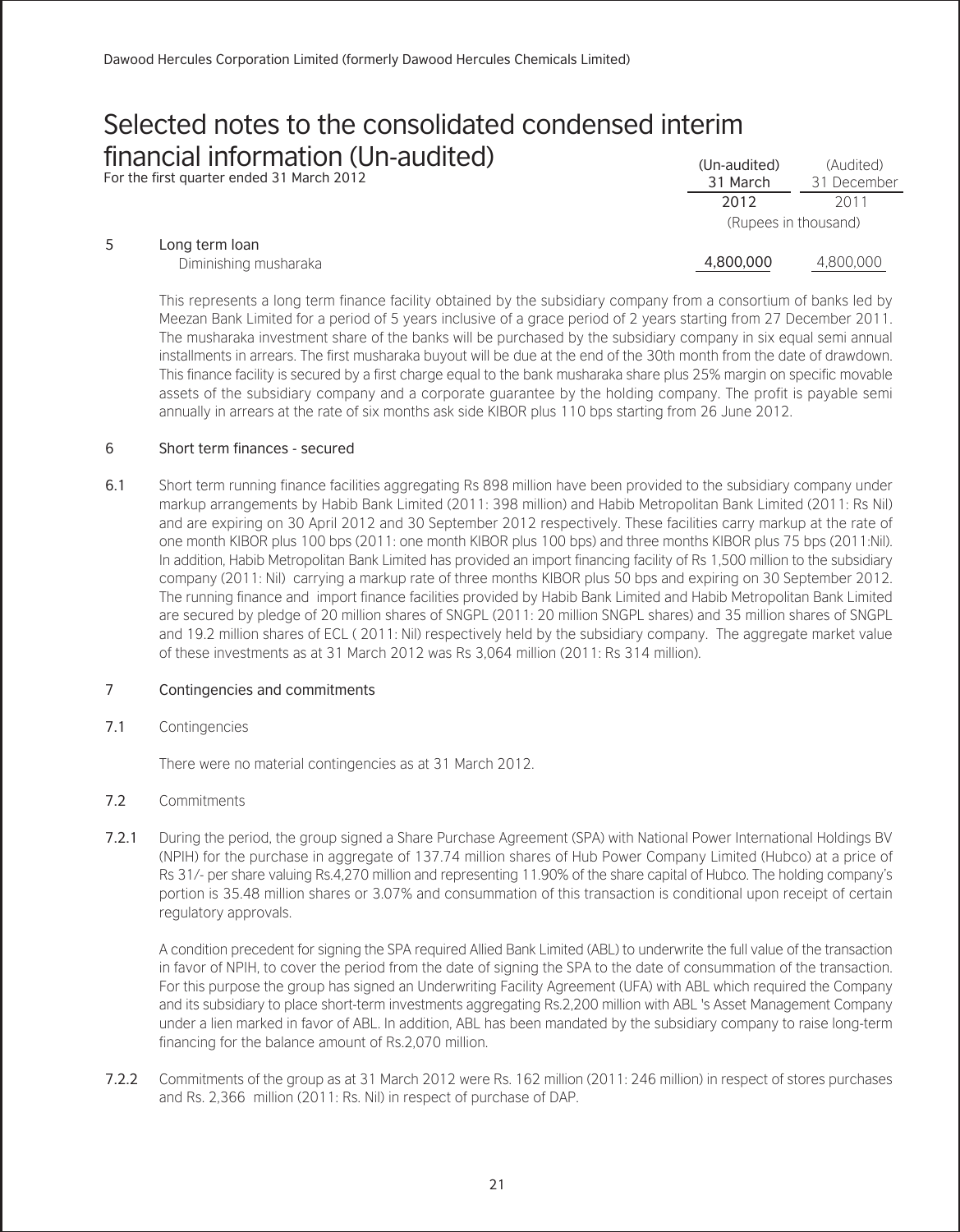# Selected notes to the consolidated condensed interim financial information (Un-audited)

For the first quarter ended 31 March 2012

| | | (Un-audited) 31 March 2012 | (Audited) 31 December 2011 |
|---|---|---|---|
| | | (Rupees in thousand) | |
| 5 | Long term loan | | |
| | Diminishing musharaka | 4,800,000 | 4,800,000 |

This represents a long term finance facility obtained by the subsidiary company from a consortium of banks led by Meezan Bank Limited for a period of 5 years inclusive of a grace period of 2 years starting from 27 December 2011. The musharaka investment share of the banks will be purchased by the subsidiary company in six equal semi annual installments in arrears. The first musharaka buyout will be due at the end of the 30th month from the date of drawdown. This finance facility is secured by a first charge equal to the bank musharaka share plus 25% margin on specific movable assets of the subsidiary company and a corporate guarantee by the holding company. The profit is payable semi annually in arrears at the rate of six months ask side KIBOR plus 110 bps starting from 26 June 2012.

## 6 Short term finances - secured

6.1 Short term running finance facilities aggregating Rs 898 million have been provided to the subsidiary company under markup arrangements by Habib Bank Limited (2011: 398 million) and Habib Metropolitan Bank Limited (2011: Rs Nil) and are expiring on 30 April 2012 and 30 September 2012 respectively. These facilities carry markup at the rate of one month KIBOR plus 100 bps (2011: one month KIBOR plus 100 bps) and three months KIBOR plus 75 bps (2011:Nil). In addition, Habib Metropolitan Bank Limited has provided an import financing facility of Rs 1,500 million to the subsidiary company (2011: Nil) carrying a markup rate of three months KIBOR plus 50 bps and expiring on 30 September 2012. The running finance and import finance facilities provided by Habib Bank Limited and Habib Metropolitan Bank Limited are secured by pledge of 20 million shares of SNGPL (2011: 20 million SNGPL shares) and 35 million shares of SNGPL and 19.2 million shares of ECL ( 2011: Nil) respectively held by the subsidiary company. The aggregate market value of these investments as at 31 March 2012 was Rs 3,064 million (2011: Rs 314 million).

## 7 Contingencies and commitments

7.1 Contingencies

There were no material contingencies as at 31 March 2012.

7.2 Commitments

7.2.1 During the period, the group signed a Share Purchase Agreement (SPA) with National Power International Holdings BV (NPIH) for the purchase in aggregate of 137.74 million shares of Hub Power Company Limited (Hubco) at a price of Rs 31/- per share valuing Rs.4,270 million and representing 11.90% of the share capital of Hubco. The holding company's portion is 35.48 million shares or 3.07% and consummation of this transaction is conditional upon receipt of certain regulatory approvals.

A condition precedent for signing the SPA required Allied Bank Limited (ABL) to underwrite the full value of the transaction in favor of NPIH, to cover the period from the date of signing the SPA to the date of consummation of the transaction. For this purpose the group has signed an Underwriting Facility Agreement (UFA) with ABL which required the Company and its subsidiary to place short-term investments aggregating Rs.2,200 million with ABL 's Asset Management Company under a lien marked in favor of ABL. In addition, ABL has been mandated by the subsidiary company to raise long-term financing for the balance amount of Rs.2,070 million.

7.2.2 Commitments of the group as at 31 March 2012 were Rs. 162 million (2011: 246 million) in respect of stores purchases and Rs. 2,366 million (2011: Rs. Nil) in respect of purchase of DAP.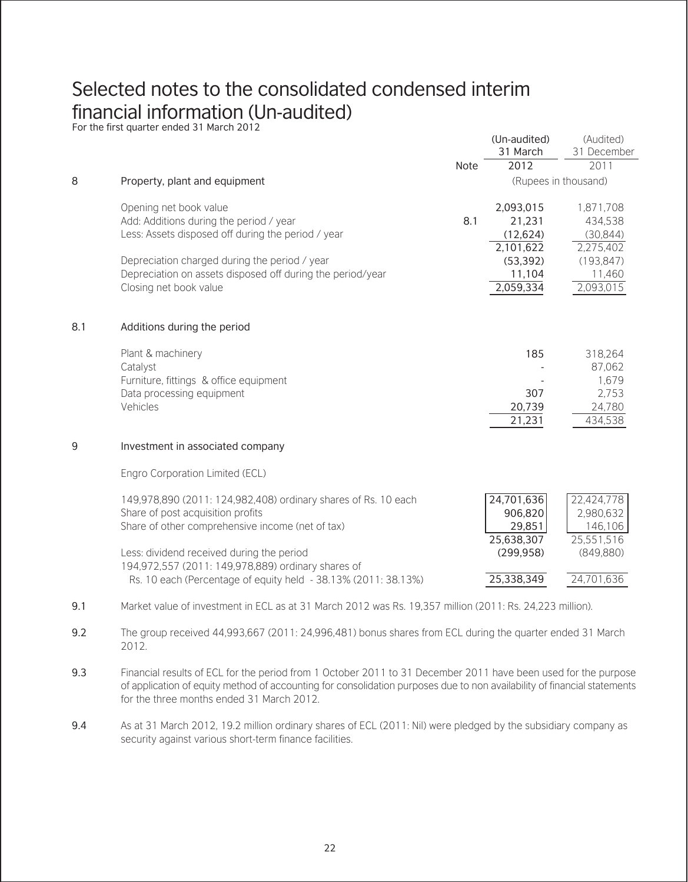# Selected notes to the consolidated condensed interim financial information (Un-audited)

For the first quarter ended 31 March 2012

| | | Note | (Un-audited) 31 March 2012 | (Audited) 31 December 2011 |
|---|---|---|---|---|
| | | | (Rupees in thousand) | |
| **8** | **Property, plant and equipment** | | | |
| | Opening net book value | | 2,093,015 | 1,871,708 |
| | Add: Additions during the period / year | 8.1 | 21,231 | 434,538 |
| | Less: Assets disposed off during the period / year | | (12,624) | (30,844) |
| | | | 2,101,622 | 2,275,402 |
| | Depreciation charged during the period / year | | (53,392) | (193,847) |
| | Depreciation on assets disposed off during the period/year | | 11,104 | 11,460 |
| | Closing net book value | | 2,059,334 | 2,093,015 |
| **8.1** | **Additions during the period** | | | |
| | Plant & machinery | | 185 | 318,264 |
| | Catalyst | | - | 87,062 |
| | Furniture, fittings & office equipment | | - | 1,679 |
| | Data processing equipment | | 307 | 2,753 |
| | Vehicles | | 20,739 | 24,780 |
| | | | 21,231 | 434,538 |
| **9** | **Investment in associated company** | | | |
| | Engro Corporation Limited (ECL) | | | |
| | 149,978,890 (2011: 124,982,408) ordinary shares of Rs. 10 each | | 24,701,636 | 22,424,778 |
| | Share of post acquisition profits | | 906,820 | 2,980,632 |
| | Share of other comprehensive income (net of tax) | | 29,851 | 146,106 |
| | | | 25,638,307 | 25,551,516 |
| | Less: dividend received during the period | | (299,958) | (849,880) |
| | 194,972,557 (2011: 149,978,889) ordinary shares of Rs. 10 each (Percentage of equity held - 38.13% (2011: 38.13%) | | 25,338,349 | 24,701,636 |

9.1 Market value of investment in ECL as at 31 March 2012 was Rs. 19,357 million (2011: Rs. 24,223 million).

9.2 The group received 44,993,667 (2011: 24,996,481) bonus shares from ECL during the quarter ended 31 March 2012.

9.3 Financial results of ECL for the period from 1 October 2011 to 31 December 2011 have been used for the purpose of application of equity method of accounting for consolidation purposes due to non availability of financial statements for the three months ended 31 March 2012.

9.4 As at 31 March 2012, 19.2 million ordinary shares of ECL (2011: Nil) were pledged by the subsidiary company as security against various short-term finance facilities.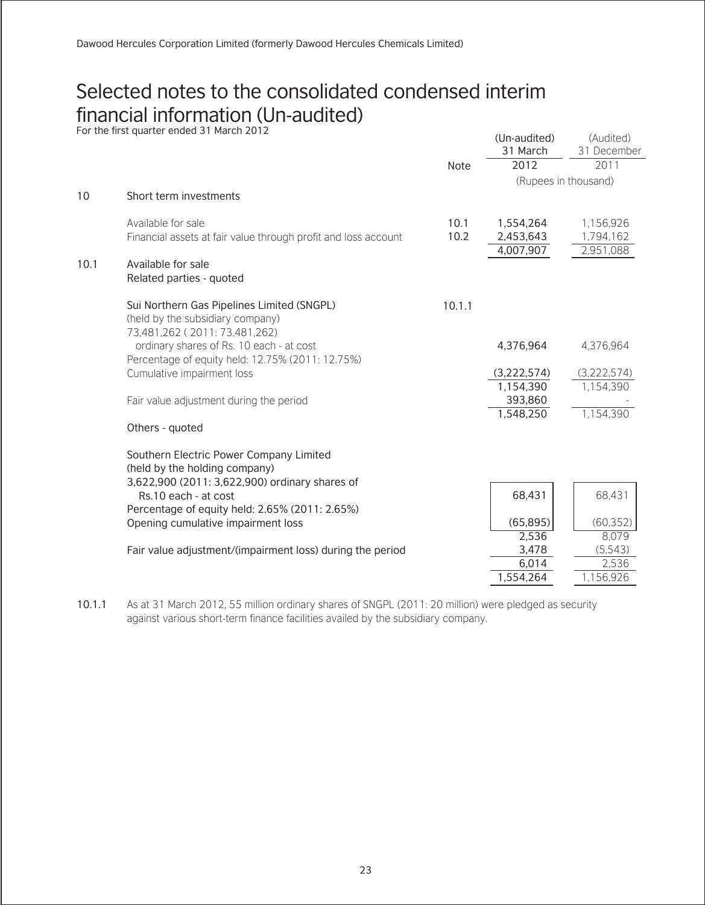# Selected notes to the consolidated condensed interim financial information (Un-audited)

For the first quarter ended 31 March 2012

| | | Note | (Un-audited) 31 March 2012 | (Audited) 31 December 2011 |
|---|---|---|---|---|
| | | | (Rupees in thousand) | |
| 10 | Short term investments | | | |
| | Available for sale | 10.1 | 1,554,264 | 1,156,926 |
| | Financial assets at fair value through profit and loss account | 10.2 | 2,453,643 | 1,794,162 |
| | | | 4,007,907 | 2,951,088 |
| 10.1 | Available for sale | | | |
| | Related parties - quoted | | | |
| | Sui Northern Gas Pipelines Limited (SNGPL) (held by the subsidiary company) 73,481,262 ( 2011: 73,481,262) ordinary shares of Rs. 10 each - at cost | 10.1.1 | 4,376,964 | 4,376,964 |
| | Percentage of equity held: 12.75% (2011: 12.75%) | | | |
| | Cumulative impairment loss | | (3,222,574) | (3,222,574) |
| | | | 1,154,390 | 1,154,390 |
| | Fair value adjustment during the period | | 393,860 | - |
| | | | 1,548,250 | 1,154,390 |
| | Others - quoted | | | |
| | Southern Electric Power Company Limited (held by the holding company) 3,622,900 (2011: 3,622,900) ordinary shares of Rs.10 each - at cost | | 68,431 | 68,431 |
| | Percentage of equity held: 2.65% (2011: 2.65%) | | | |
| | Opening cumulative impairment loss | | (65,895) | (60,352) |
| | | | 2,536 | 8,079 |
| | Fair value adjustment/(impairment loss) during the period | | 3,478 | (5,543) |
| | | | 6,014 | 2,536 |
| | | | 1,554,264 | 1,156,926 |

10.1.1 As at 31 March 2012, 55 million ordinary shares of SNGPL (2011: 20 million) were pledged as security against various short-term finance facilities availed by the subsidiary company.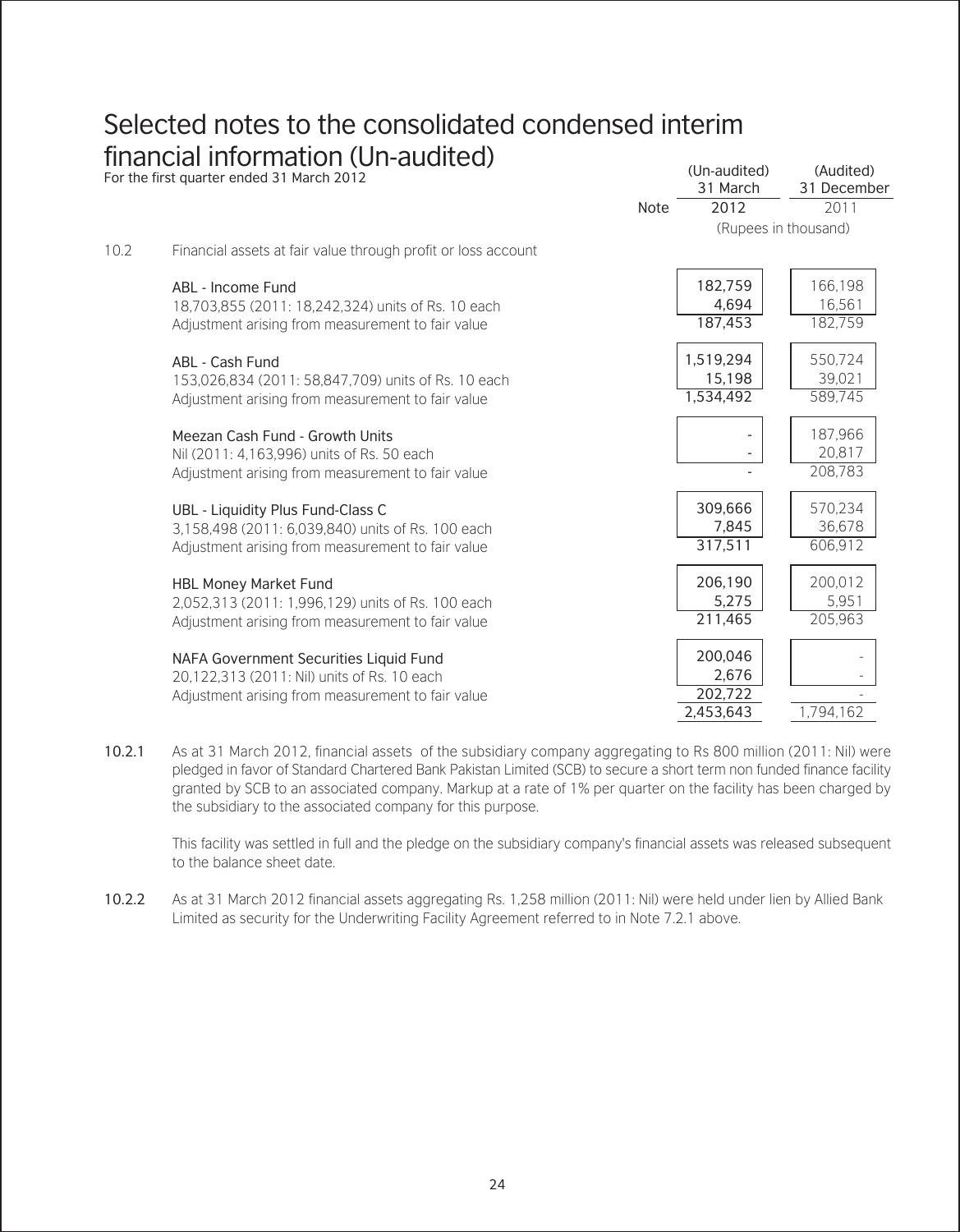# Selected notes to the consolidated condensed interim financial information (Un-audited)

For the first quarter ended 31 March 2012

| | | Note | (Un-audited) 31 March 2012 | (Audited) 31 December 2011 |
|---|---|---|---|---|
| | | | (Rupees in thousand) | |
| 10.2 | Financial assets at fair value through profit or loss account | | | |
| | ABL - Income Fund | | | |
| | 18,703,855 (2011: 18,242,324) units of Rs. 10 each | | 182,759 | 166,198 |
| | Adjustment arising from measurement to fair value | | 4,694 | 16,561 |
| | | | 187,453 | 182,759 |
| | ABL - Cash Fund | | | |
| | 153,026,834 (2011: 58,847,709) units of Rs. 10 each | | 1,519,294 | 550,724 |
| | Adjustment arising from measurement to fair value | | 15,198 | 39,021 |
| | | | 1,534,492 | 589,745 |
| | Meezan Cash Fund - Growth Units | | | |
| | Nil (2011: 4,163,996) units of Rs. 50 each | | - | 187,966 |
| | Adjustment arising from measurement to fair value | | - | 20,817 |
| | | | - | 208,783 |
| | UBL - Liquidity Plus Fund-Class C | | | |
| | 3,158,498 (2011: 6,039,840) units of Rs. 100 each | | 309,666 | 570,234 |
| | Adjustment arising from measurement to fair value | | 7,845 | 36,678 |
| | | | 317,511 | 606,912 |
| | HBL Money Market Fund | | | |
| | 2,052,313 (2011: 1,996,129) units of Rs. 100 each | | 206,190 | 200,012 |
| | Adjustment arising from measurement to fair value | | 5,275 | 5,951 |
| | | | 211,465 | 205,963 |
| | NAFA Government Securities Liquid Fund | | | |
| | 20,122,313 (2011: Nil) units of Rs. 10 each | | 200,046 | - |
| | Adjustment arising from measurement to fair value | | 2,676 | - |
| | | | 202,722 | - |
| | | | 2,453,643 | 1,794,162 |

**10.2.1** As at 31 March 2012, financial assets of the subsidiary company aggregating to Rs 800 million (2011: Nil) were pledged in favor of Standard Chartered Bank Pakistan Limited (SCB) to secure a short term non funded finance facility granted by SCB to an associated company. Markup at a rate of 1% per quarter on the facility has been charged by the subsidiary to the associated company for this purpose.

This facility was settled in full and the pledge on the subsidiary company's financial assets was released subsequent to the balance sheet date.

**10.2.2** As at 31 March 2012 financial assets aggregating Rs. 1,258 million (2011: Nil) were held under lien by Allied Bank Limited as security for the Underwriting Facility Agreement referred to in Note 7.2.1 above.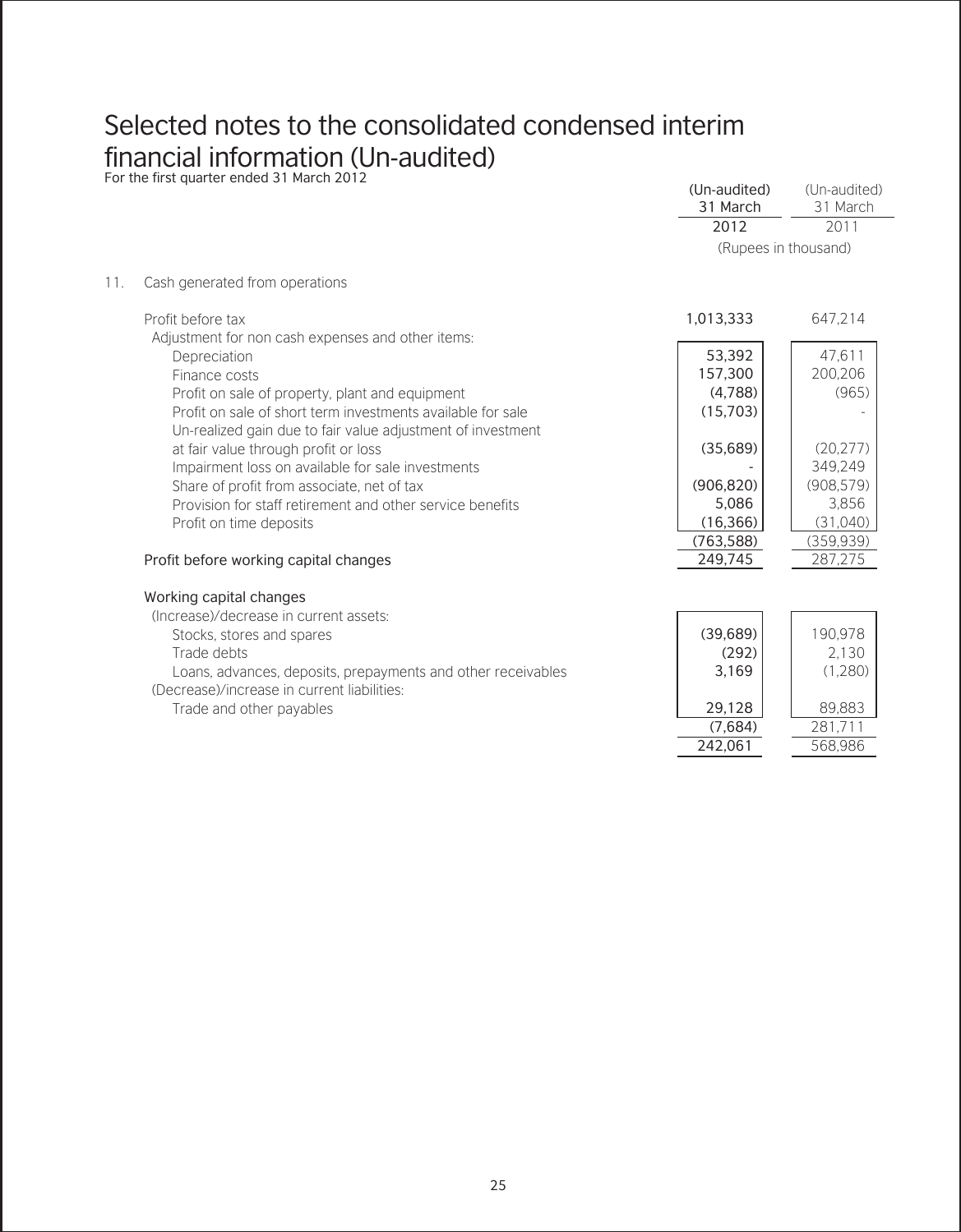# Selected notes to the consolidated condensed interim financial information (Un-audited)

For the first quarter ended 31 March 2012

| | (Un-audited) 31 March 2012 | (Un-audited) 31 March 2011 |
|---|---|---|
| | (Rupees in thousand) | |
| **11. Cash generated from operations** | | |
| Profit before tax | 1,013,333 | 647,214 |
| Adjustment for non cash expenses and other items: | | |
| Depreciation | 53,392 | 47,611 |
| Finance costs | 157,300 | 200,206 |
| Profit on sale of property, plant and equipment | (4,788) | (965) |
| Profit on sale of short term investments available for sale | (15,703) | - |
| Un-realized gain due to fair value adjustment of investment at fair value through profit or loss | (35,689) | (20,277) |
| Impairment loss on available for sale investments | - | 349,249 |
| Share of profit from associate, net of tax | (906,820) | (908,579) |
| Provision for staff retirement and other service benefits | 5,086 | 3,856 |
| Profit on time deposits | (16,366) | (31,040) |
| | (763,588) | (359,939) |
| Profit before working capital changes | 249,745 | 287,275 |
| Working capital changes | | |
| (Increase)/decrease in current assets: | | |
| Stocks, stores and spares | (39,689) | 190,978 |
| Trade debts | (292) | 2,130 |
| Loans, advances, deposits, prepayments and other receivables | 3,169 | (1,280) |
| (Decrease)/increase in current liabilities: | | |
| Trade and other payables | 29,128 | 89,883 |
| | (7,684) | 281,711 |
| | 242,061 | 568,986 |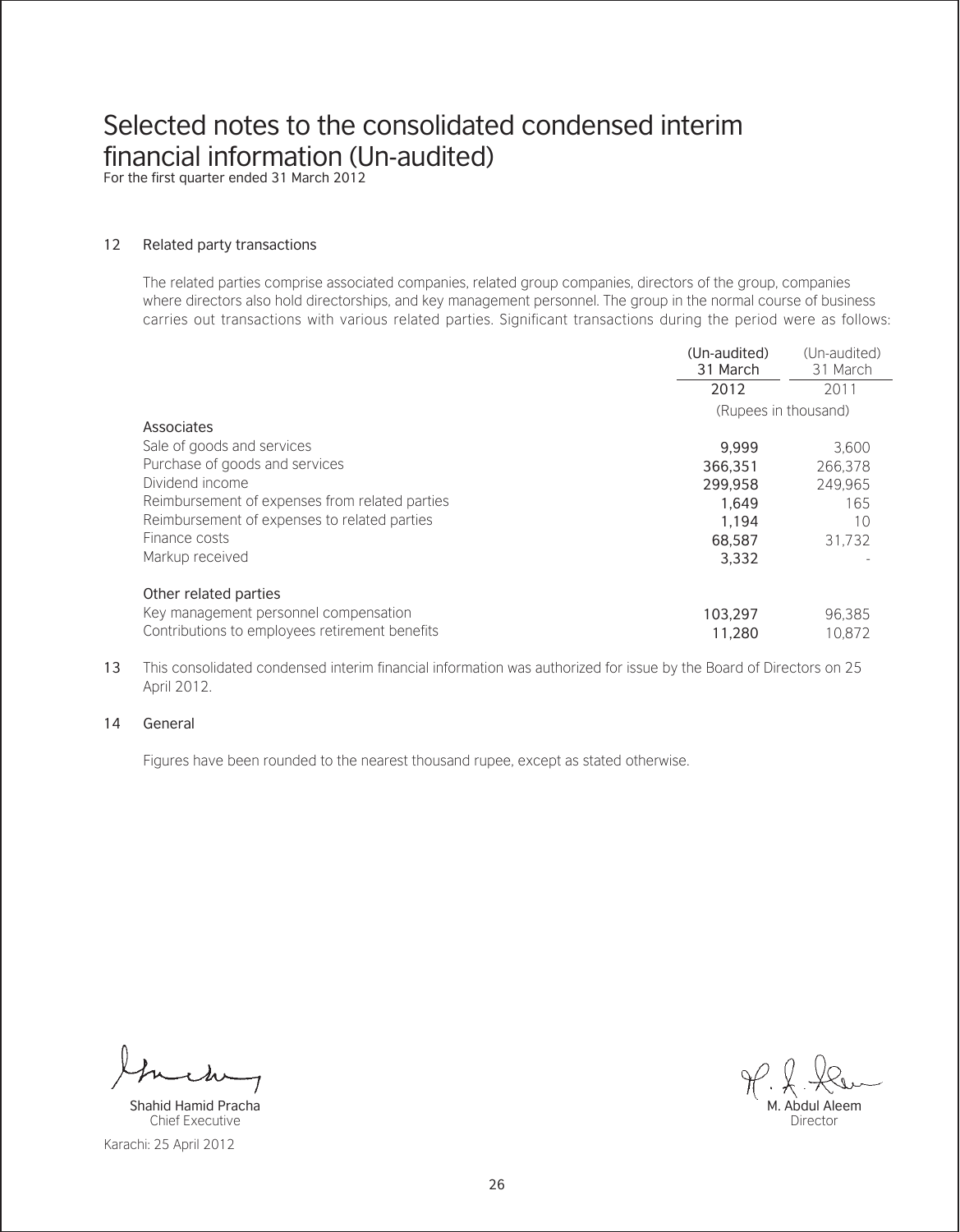# Selected notes to the consolidated condensed interim financial information (Un-audited)

For the first quarter ended 31 March 2012

## 12 Related party transactions

The related parties comprise associated companies, related group companies, directors of the group, companies where directors also hold directorships, and key management personnel. The group in the normal course of business carries out transactions with various related parties. Significant transactions during the period were as follows:

| | (Un-audited) 31 March 2012 | (Un-audited) 31 March 2011 |
|---|---|---|
| | (Rupees in thousand) | |
| **Associates** | | |
| Sale of goods and services | 9,999 | 3,600 |
| Purchase of goods and services | 366,351 | 266,378 |
| Dividend income | 299,958 | 249,965 |
| Reimbursement of expenses from related parties | 1,649 | 165 |
| Reimbursement of expenses to related parties | 1,194 | 10 |
| Finance costs | 68,587 | 31,732 |
| Markup received | 3,332 | - |
| **Other related parties** | | |
| Key management personnel compensation | 103,297 | 96,385 |
| Contributions to employees retirement benefits | 11,280 | 10,872 |

13 This consolidated condensed interim financial information was authorized for issue by the Board of Directors on 25 April 2012.

## 14 General

Figures have been rounded to the nearest thousand rupee, except as stated otherwise.

Shahid Hamid Pracha
Chief Executive

M. Abdul Aleem
Director

Karachi: 25 April 2012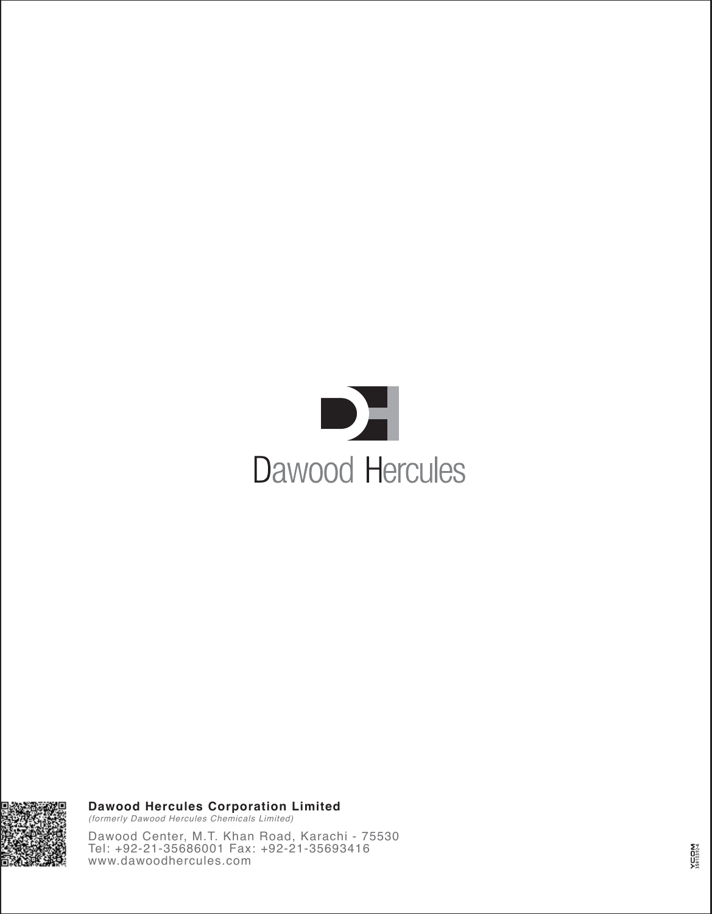Dawood Hercules

**Dawood Hercules Corporation Limited**

*(formerly Dawood Hercules Chemicals Limited)*

Dawood Center, M.T. Khan Road, Karachi - 75530
Tel: +92-21-35686001 Fax: +92-21-35693416
www.dawoodhercules.com